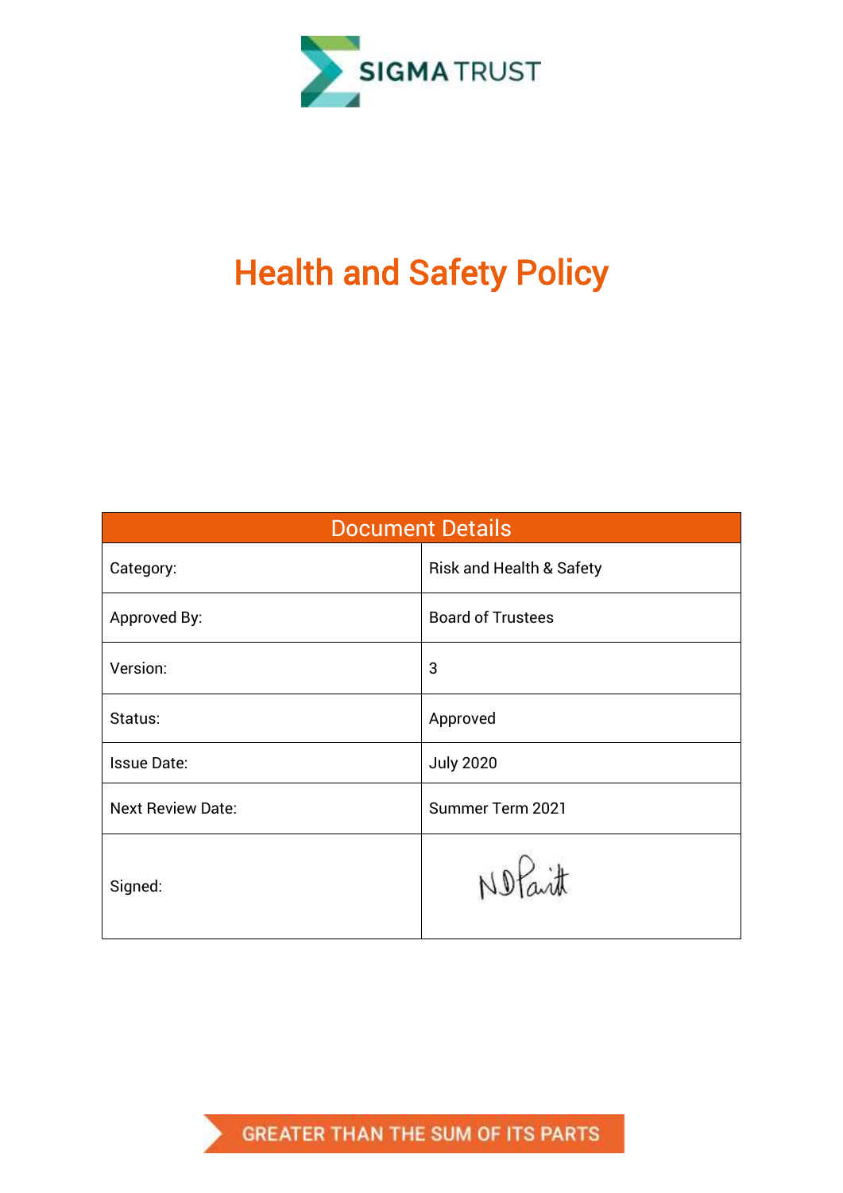SIGMA TRUST

# Health and Safety Policy

| Document Details | |
|---|---|
| Category: | Risk and Health & Safety |
| Approved By: | Board of Trustees |
| Version: | 3 |
| Status: | Approved |
| Issue Date: | July 2020 |
| Next Review Date: | Summer Term 2021 |
| Signed: | N D Pavitt |

GREATER THAN THE SUM OF ITS PARTS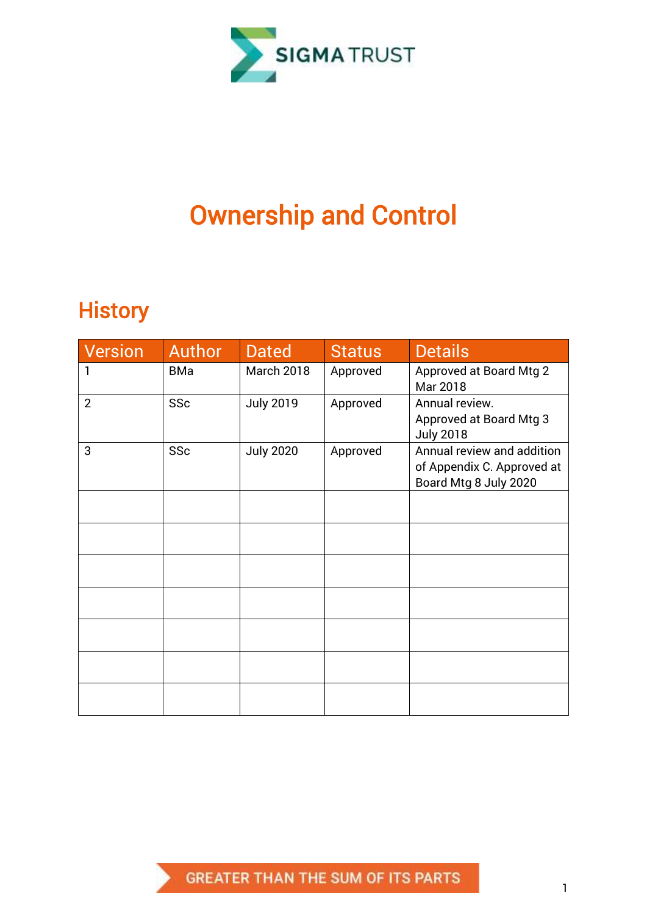SIGMA TRUST

# Ownership and Control

## History

| Version | Author | Dated | Status | Details |
|---|---|---|---|---|
| 1 | BMa | March 2018 | Approved | Approved at Board Mtg 2 Mar 2018 |
| 2 | SSc | July 2019 | Approved | Annual review. Approved at Board Mtg 3 July 2018 |
| 3 | SSc | July 2020 | Approved | Annual review and addition of Appendix C. Approved at Board Mtg 8 July 2020 |
| | | | | |
| | | | | |
| | | | | |
| | | | | |
| | | | | |
| | | | | |
| | | | | |

GREATER THAN THE SUM OF ITS PARTS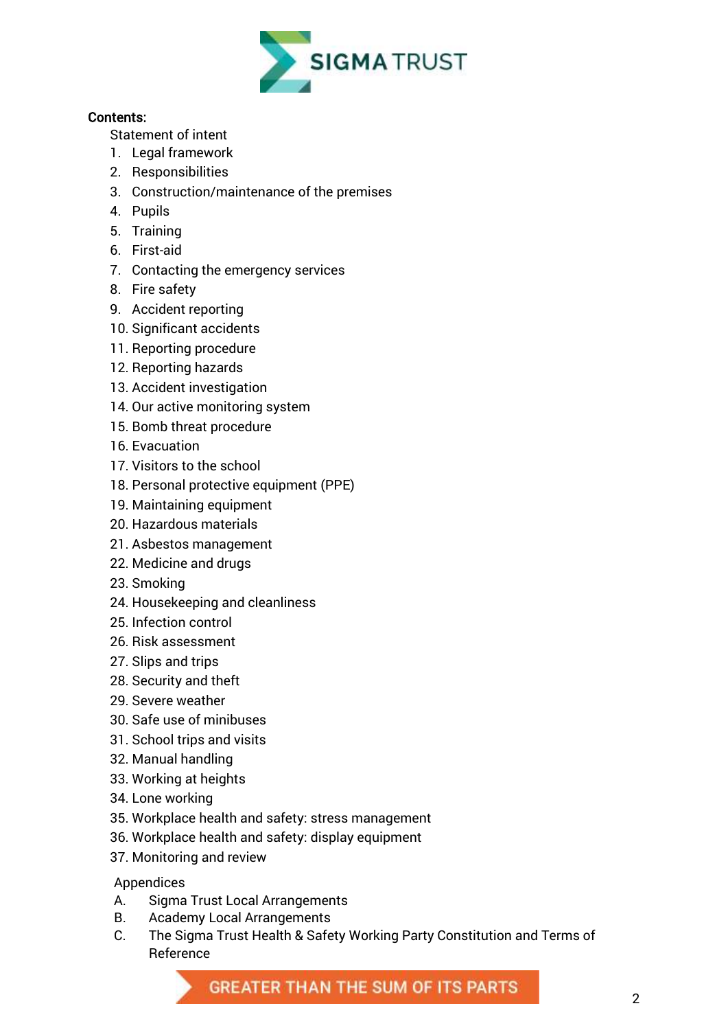**Contents:**

Statement of intent

1. Legal framework
2. Responsibilities
3. Construction/maintenance of the premises
4. Pupils
5. Training
6. First-aid
7. Contacting the emergency services
8. Fire safety
9. Accident reporting
10. Significant accidents
11. Reporting procedure
12. Reporting hazards
13. Accident investigation
14. Our active monitoring system
15. Bomb threat procedure
16. Evacuation
17. Visitors to the school
18. Personal protective equipment (PPE)
19. Maintaining equipment
20. Hazardous materials
21. Asbestos management
22. Medicine and drugs
23. Smoking
24. Housekeeping and cleanliness
25. Infection control
26. Risk assessment
27. Slips and trips
28. Security and theft
29. Severe weather
30. Safe use of minibuses
31. School trips and visits
32. Manual handling
33. Working at heights
34. Lone working
35. Workplace health and safety: stress management
36. Workplace health and safety: display equipment
37. Monitoring and review

Appendices

A. Sigma Trust Local Arrangements
B. Academy Local Arrangements
C. The Sigma Trust Health & Safety Working Party Constitution and Terms of Reference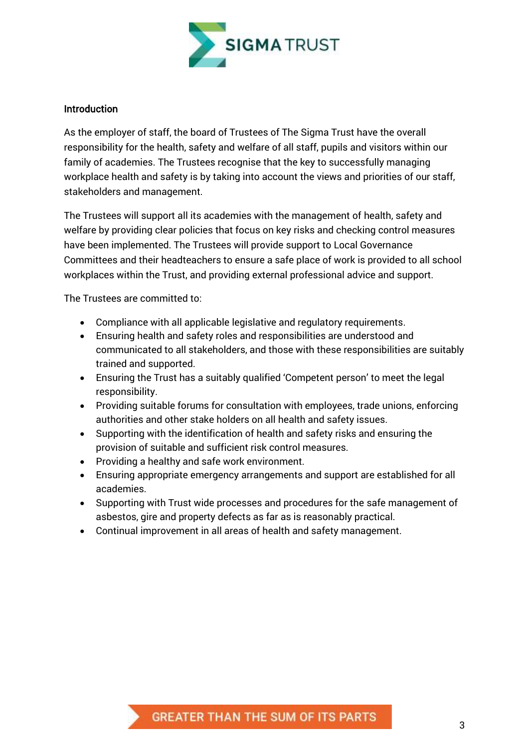## Introduction

As the employer of staff, the board of Trustees of The Sigma Trust have the overall responsibility for the health, safety and welfare of all staff, pupils and visitors within our family of academies. The Trustees recognise that the key to successfully managing workplace health and safety is by taking into account the views and priorities of our staff, stakeholders and management.

The Trustees will support all its academies with the management of health, safety and welfare by providing clear policies that focus on key risks and checking control measures have been implemented. The Trustees will provide support to Local Governance Committees and their headteachers to ensure a safe place of work is provided to all school workplaces within the Trust, and providing external professional advice and support.

The Trustees are committed to:

- Compliance with all applicable legislative and regulatory requirements.
- Ensuring health and safety roles and responsibilities are understood and communicated to all stakeholders, and those with these responsibilities are suitably trained and supported.
- Ensuring the Trust has a suitably qualified 'Competent person' to meet the legal responsibility.
- Providing suitable forums for consultation with employees, trade unions, enforcing authorities and other stake holders on all health and safety issues.
- Supporting with the identification of health and safety risks and ensuring the provision of suitable and sufficient risk control measures.
- Providing a healthy and safe work environment.
- Ensuring appropriate emergency arrangements and support are established for all academies.
- Supporting with Trust wide processes and procedures for the safe management of asbestos, gire and property defects as far as is reasonably practical.
- Continual improvement in all areas of health and safety management.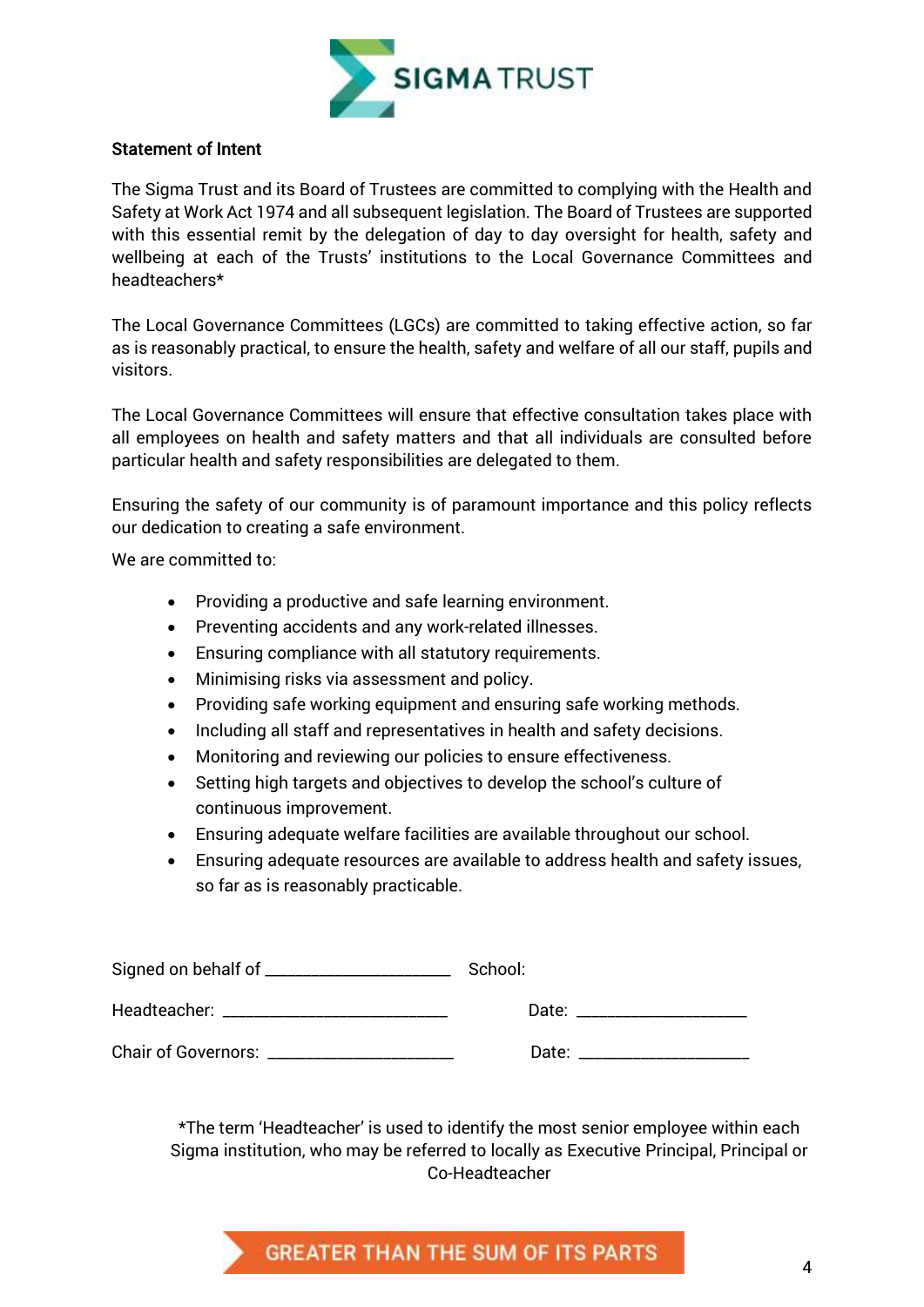**Statement of Intent**

The Sigma Trust and its Board of Trustees are committed to complying with the Health and Safety at Work Act 1974 and all subsequent legislation. The Board of Trustees are supported with this essential remit by the delegation of day to day oversight for health, safety and wellbeing at each of the Trusts' institutions to the Local Governance Committees and headteachers*

The Local Governance Committees (LGCs) are committed to taking effective action, so far as is reasonably practical, to ensure the health, safety and welfare of all our staff, pupils and visitors.

The Local Governance Committees will ensure that effective consultation takes place with all employees on health and safety matters and that all individuals are consulted before particular health and safety responsibilities are delegated to them.

Ensuring the safety of our community is of paramount importance and this policy reflects our dedication to creating a safe environment.

We are committed to:

- Providing a productive and safe learning environment.
- Preventing accidents and any work-related illnesses.
- Ensuring compliance with all statutory requirements.
- Minimising risks via assessment and policy.
- Providing safe working equipment and ensuring safe working methods.
- Including all staff and representatives in health and safety decisions.
- Monitoring and reviewing our policies to ensure effectiveness.
- Setting high targets and objectives to develop the school's culture of continuous improvement.
- Ensuring adequate welfare facilities are available throughout our school.
- Ensuring adequate resources are available to address health and safety issues, so far as is reasonably practicable.

Signed on behalf of ____________________ School:

Headteacher: ________________________ Date: __________________

Chair of Governors: ____________________ Date: __________________

*The term 'Headteacher' is used to identify the most senior employee within each Sigma institution, who may be referred to locally as Executive Principal, Principal or Co-Headteacher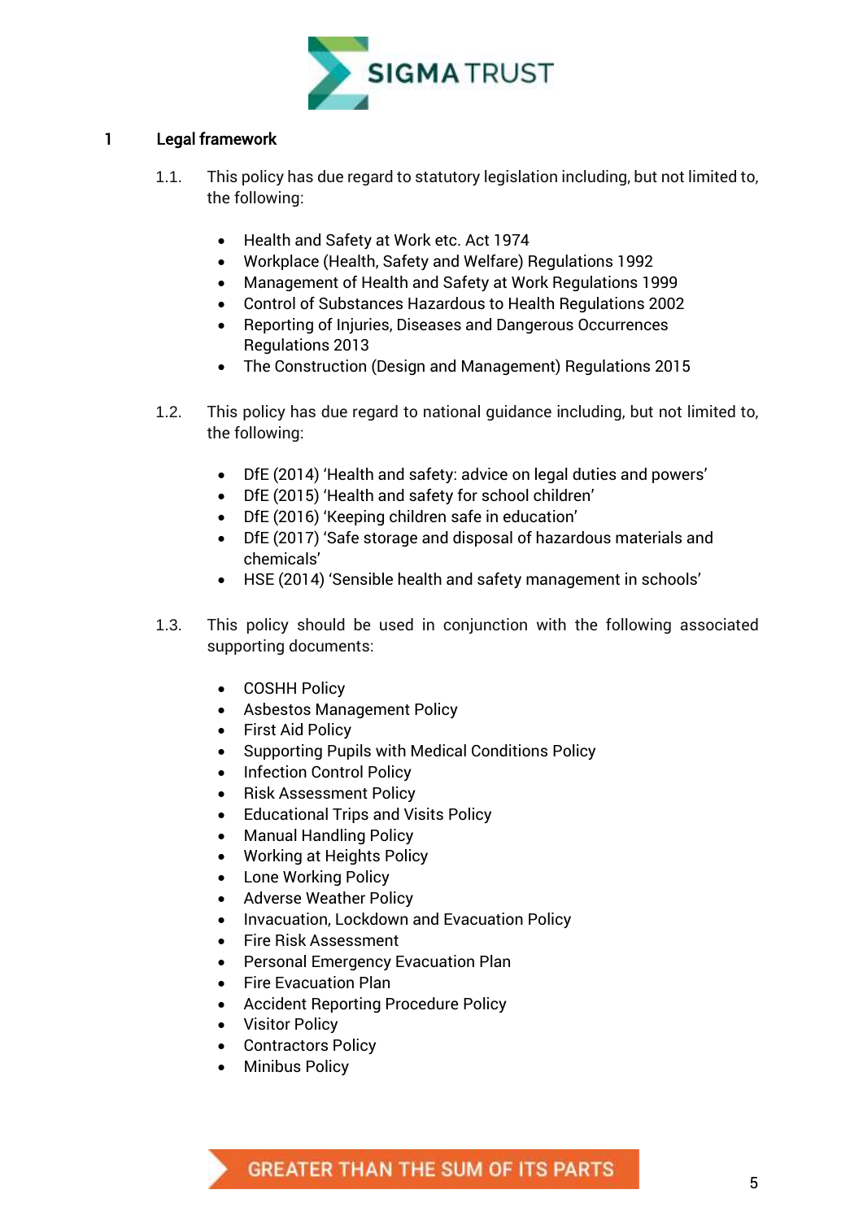# 1 Legal framework

1.1. This policy has due regard to statutory legislation including, but not limited to, the following:

- Health and Safety at Work etc. Act 1974
- Workplace (Health, Safety and Welfare) Regulations 1992
- Management of Health and Safety at Work Regulations 1999
- Control of Substances Hazardous to Health Regulations 2002
- Reporting of Injuries, Diseases and Dangerous Occurrences Regulations 2013
- The Construction (Design and Management) Regulations 2015

1.2. This policy has due regard to national guidance including, but not limited to, the following:

- DfE (2014) 'Health and safety: advice on legal duties and powers'
- DfE (2015) 'Health and safety for school children'
- DfE (2016) 'Keeping children safe in education'
- DfE (2017) 'Safe storage and disposal of hazardous materials and chemicals'
- HSE (2014) 'Sensible health and safety management in schools'

1.3. This policy should be used in conjunction with the following associated supporting documents:

- COSHH Policy
- Asbestos Management Policy
- First Aid Policy
- Supporting Pupils with Medical Conditions Policy
- Infection Control Policy
- Risk Assessment Policy
- Educational Trips and Visits Policy
- Manual Handling Policy
- Working at Heights Policy
- Lone Working Policy
- Adverse Weather Policy
- Invacuation, Lockdown and Evacuation Policy
- Fire Risk Assessment
- Personal Emergency Evacuation Plan
- Fire Evacuation Plan
- Accident Reporting Procedure Policy
- Visitor Policy
- Contractors Policy
- Minibus Policy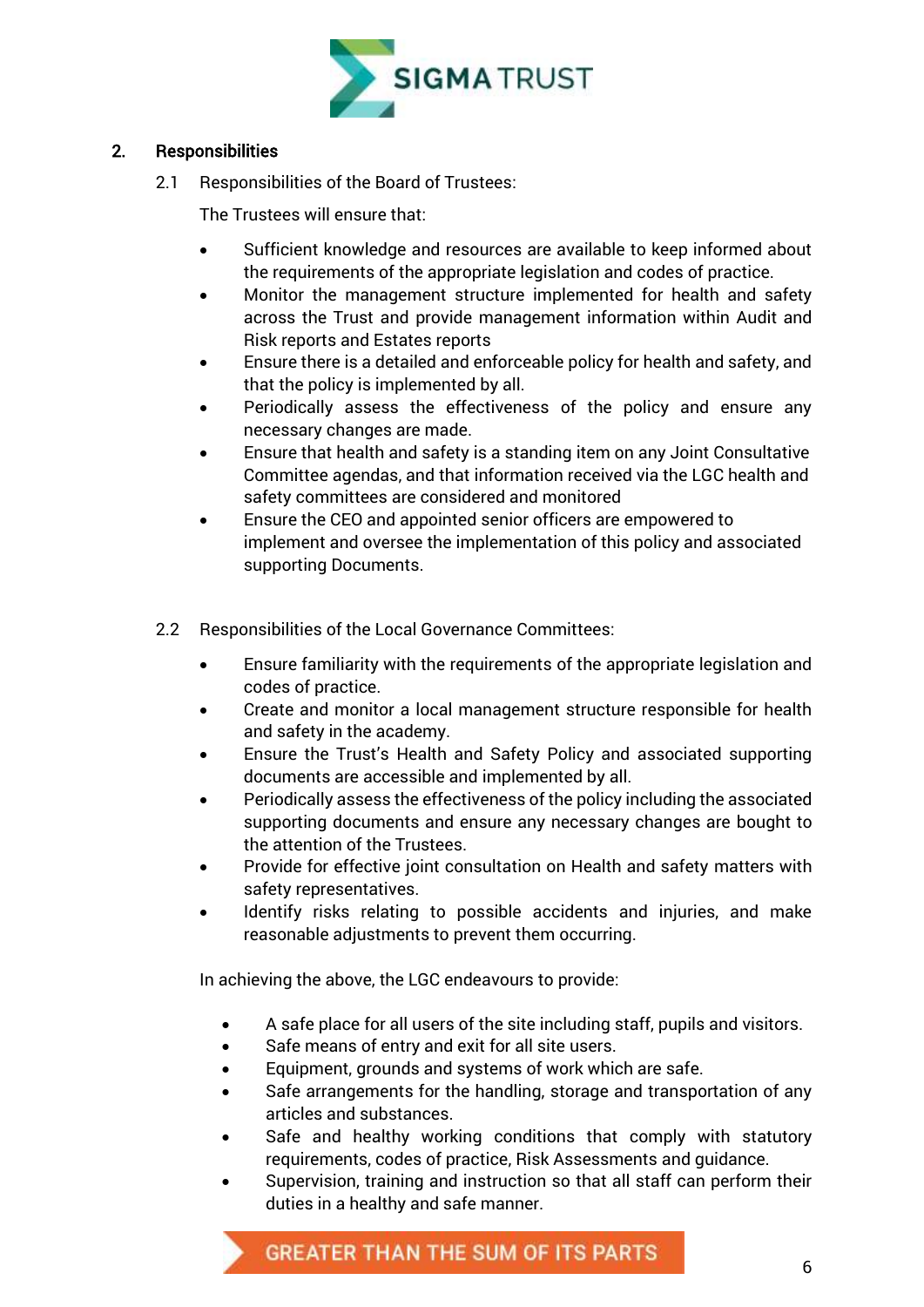## 2. Responsibilities

### 2.1 Responsibilities of the Board of Trustees:

The Trustees will ensure that:

- Sufficient knowledge and resources are available to keep informed about the requirements of the appropriate legislation and codes of practice.
- Monitor the management structure implemented for health and safety across the Trust and provide management information within Audit and Risk reports and Estates reports
- Ensure there is a detailed and enforceable policy for health and safety, and that the policy is implemented by all.
- Periodically assess the effectiveness of the policy and ensure any necessary changes are made.
- Ensure that health and safety is a standing item on any Joint Consultative Committee agendas, and that information received via the LGC health and safety committees are considered and monitored
- Ensure the CEO and appointed senior officers are empowered to implement and oversee the implementation of this policy and associated supporting Documents.

### 2.2 Responsibilities of the Local Governance Committees:

- Ensure familiarity with the requirements of the appropriate legislation and codes of practice.
- Create and monitor a local management structure responsible for health and safety in the academy.
- Ensure the Trust's Health and Safety Policy and associated supporting documents are accessible and implemented by all.
- Periodically assess the effectiveness of the policy including the associated supporting documents and ensure any necessary changes are bought to the attention of the Trustees.
- Provide for effective joint consultation on Health and safety matters with safety representatives.
- Identify risks relating to possible accidents and injuries, and make reasonable adjustments to prevent them occurring.

In achieving the above, the LGC endeavours to provide:

- A safe place for all users of the site including staff, pupils and visitors.
- Safe means of entry and exit for all site users.
- Equipment, grounds and systems of work which are safe.
- Safe arrangements for the handling, storage and transportation of any articles and substances.
- Safe and healthy working conditions that comply with statutory requirements, codes of practice, Risk Assessments and guidance.
- Supervision, training and instruction so that all staff can perform their duties in a healthy and safe manner.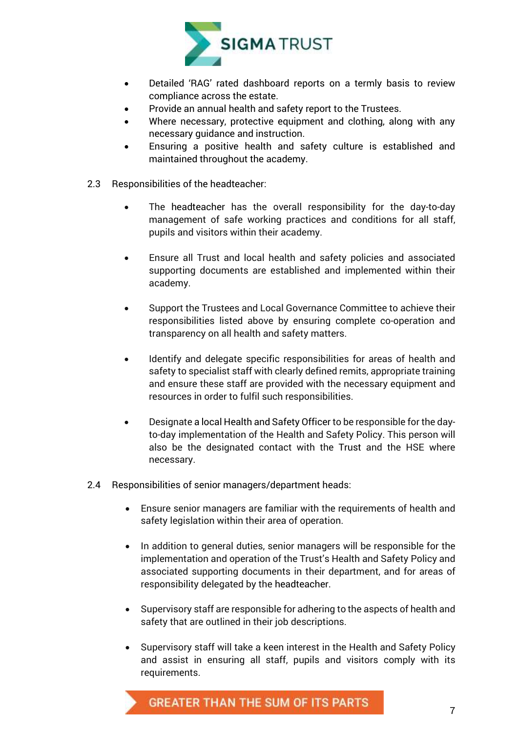- Detailed 'RAG' rated dashboard reports on a termly basis to review compliance across the estate.
- Provide an annual health and safety report to the Trustees.
- Where necessary, protective equipment and clothing, along with any necessary guidance and instruction.
- Ensuring a positive health and safety culture is established and maintained throughout the academy.

2.3 Responsibilities of the headteacher:

- The headteacher has the overall responsibility for the day-to-day management of safe working practices and conditions for all staff, pupils and visitors within their academy.

- Ensure all Trust and local health and safety policies and associated supporting documents are established and implemented within their academy.

- Support the Trustees and Local Governance Committee to achieve their responsibilities listed above by ensuring complete co-operation and transparency on all health and safety matters.

- Identify and delegate specific responsibilities for areas of health and safety to specialist staff with clearly defined remits, appropriate training and ensure these staff are provided with the necessary equipment and resources in order to fulfil such responsibilities.

- Designate a local Health and Safety Officer to be responsible for the day-to-day implementation of the Health and Safety Policy. This person will also be the designated contact with the Trust and the HSE where necessary.

2.4 Responsibilities of senior managers/department heads:

- Ensure senior managers are familiar with the requirements of health and safety legislation within their area of operation.

- In addition to general duties, senior managers will be responsible for the implementation and operation of the Trust's Health and Safety Policy and associated supporting documents in their department, and for areas of responsibility delegated by the headteacher.

- Supervisory staff are responsible for adhering to the aspects of health and safety that are outlined in their job descriptions.

- Supervisory staff will take a keen interest in the Health and Safety Policy and assist in ensuring all staff, pupils and visitors comply with its requirements.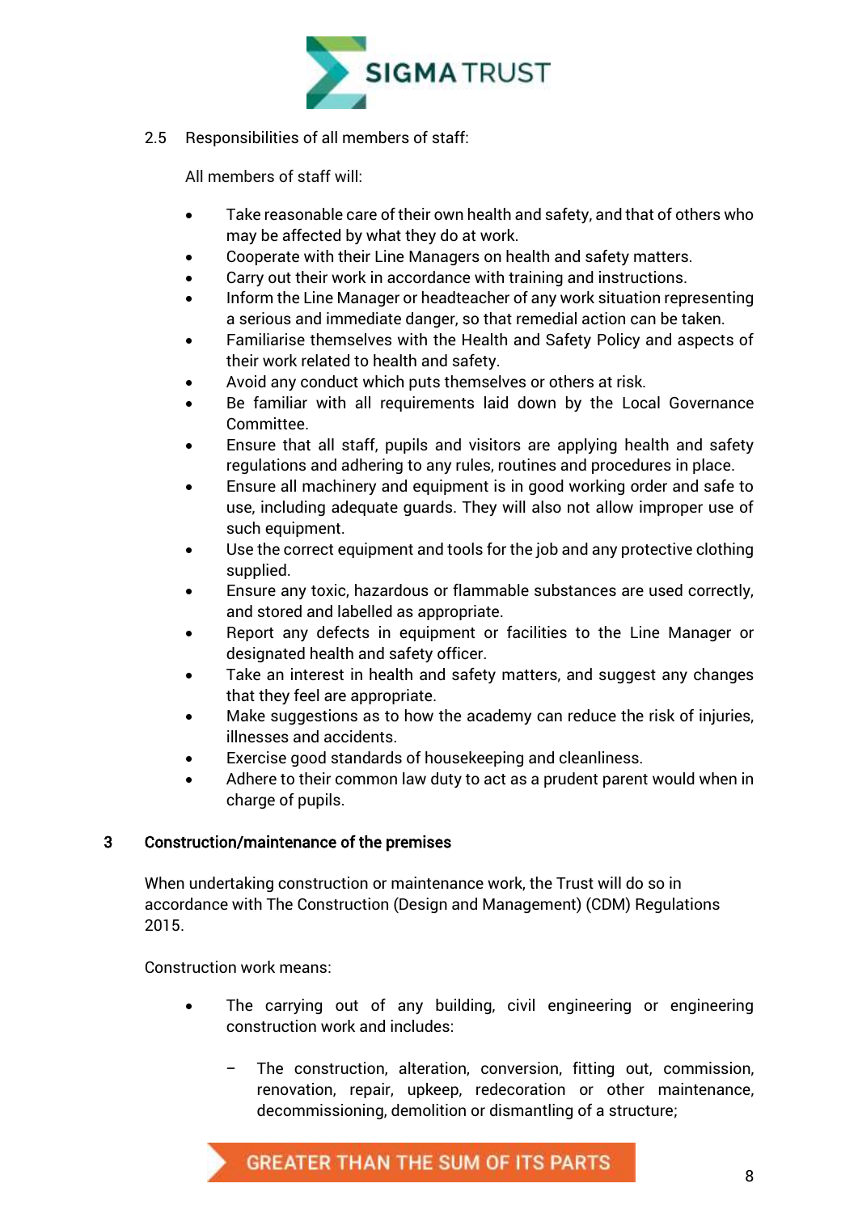2.5 Responsibilities of all members of staff:

All members of staff will:

- Take reasonable care of their own health and safety, and that of others who may be affected by what they do at work.
- Cooperate with their Line Managers on health and safety matters.
- Carry out their work in accordance with training and instructions.
- Inform the Line Manager or headteacher of any work situation representing a serious and immediate danger, so that remedial action can be taken.
- Familiarise themselves with the Health and Safety Policy and aspects of their work related to health and safety.
- Avoid any conduct which puts themselves or others at risk.
- Be familiar with all requirements laid down by the Local Governance Committee.
- Ensure that all staff, pupils and visitors are applying health and safety regulations and adhering to any rules, routines and procedures in place.
- Ensure all machinery and equipment is in good working order and safe to use, including adequate guards. They will also not allow improper use of such equipment.
- Use the correct equipment and tools for the job and any protective clothing supplied.
- Ensure any toxic, hazardous or flammable substances are used correctly, and stored and labelled as appropriate.
- Report any defects in equipment or facilities to the Line Manager or designated health and safety officer.
- Take an interest in health and safety matters, and suggest any changes that they feel are appropriate.
- Make suggestions as to how the academy can reduce the risk of injuries, illnesses and accidents.
- Exercise good standards of housekeeping and cleanliness.
- Adhere to their common law duty to act as a prudent parent would when in charge of pupils.

## 3 Construction/maintenance of the premises

When undertaking construction or maintenance work, the Trust will do so in accordance with The Construction (Design and Management) (CDM) Regulations 2015.

Construction work means:

- The carrying out of any building, civil engineering or engineering construction work and includes:
  - The construction, alteration, conversion, fitting out, commission, renovation, repair, upkeep, redecoration or other maintenance, decommissioning, demolition or dismantling of a structure;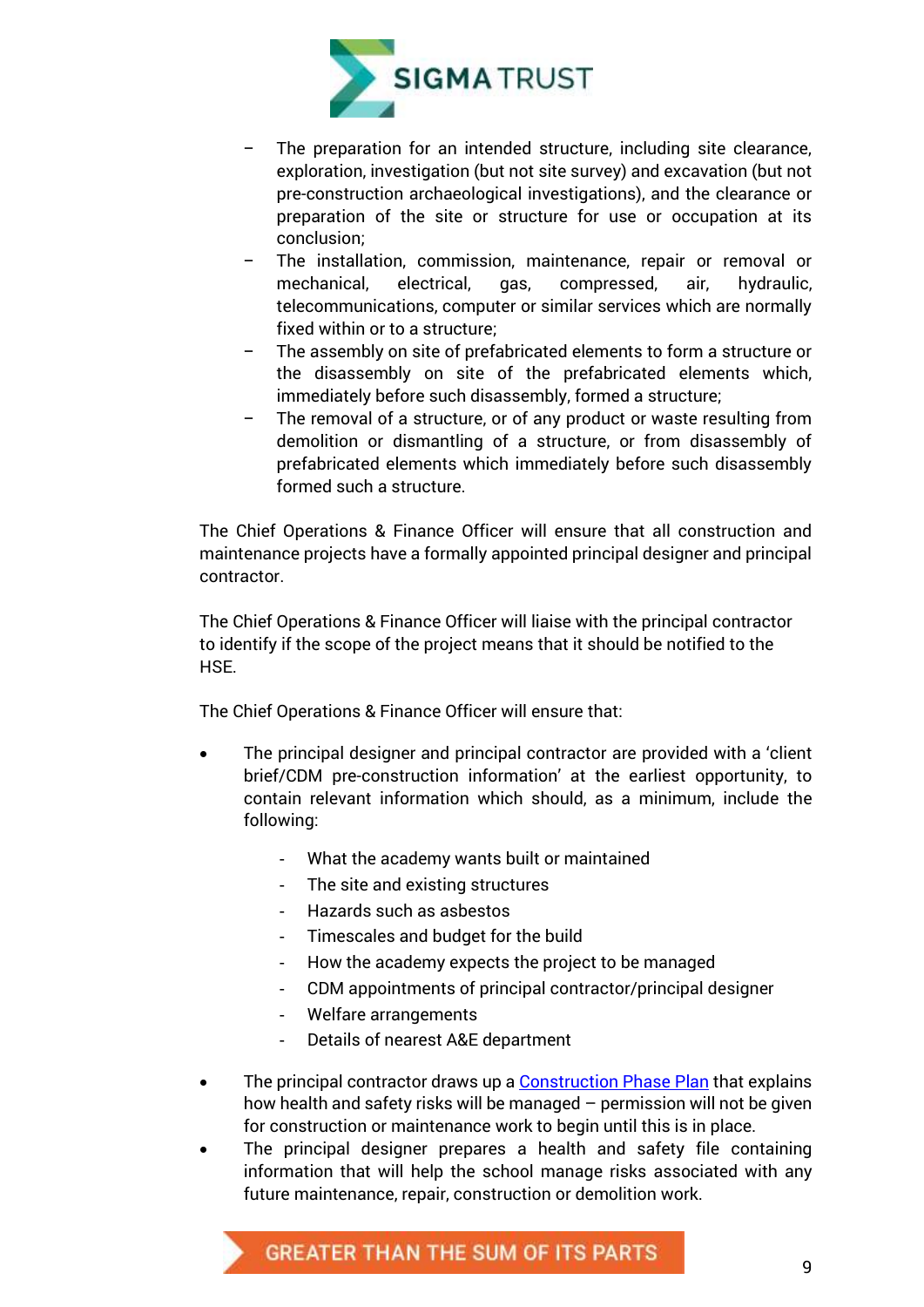- The preparation for an intended structure, including site clearance, exploration, investigation (but not site survey) and excavation (but not pre-construction archaeological investigations), and the clearance or preparation of the site or structure for use or occupation at its conclusion;
- The installation, commission, maintenance, repair or removal or mechanical, electrical, gas, compressed, air, hydraulic, telecommunications, computer or similar services which are normally fixed within or to a structure;
- The assembly on site of prefabricated elements to form a structure or the disassembly on site of the prefabricated elements which, immediately before such disassembly, formed a structure;
- The removal of a structure, or of any product or waste resulting from demolition or dismantling of a structure, or from disassembly of prefabricated elements which immediately before such disassembly formed such a structure.

The Chief Operations & Finance Officer will ensure that all construction and maintenance projects have a formally appointed principal designer and principal contractor.

The Chief Operations & Finance Officer will liaise with the principal contractor to identify if the scope of the project means that it should be notified to the HSE.

The Chief Operations & Finance Officer will ensure that:

- The principal designer and principal contractor are provided with a 'client brief/CDM pre-construction information' at the earliest opportunity, to contain relevant information which should, as a minimum, include the following:
  - What the academy wants built or maintained
  - The site and existing structures
  - Hazards such as asbestos
  - Timescales and budget for the build
  - How the academy expects the project to be managed
  - CDM appointments of principal contractor/principal designer
  - Welfare arrangements
  - Details of nearest A&E department
- The principal contractor draws up a Construction Phase Plan that explains how health and safety risks will be managed – permission will not be given for construction or maintenance work to begin until this is in place.
- The principal designer prepares a health and safety file containing information that will help the school manage risks associated with any future maintenance, repair, construction or demolition work.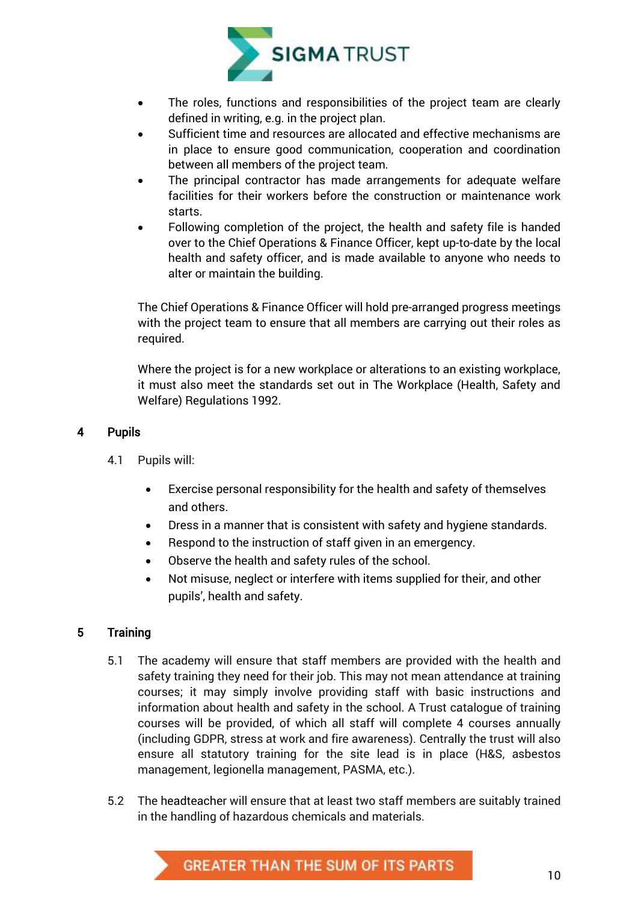- The roles, functions and responsibilities of the project team are clearly defined in writing, e.g. in the project plan.
- Sufficient time and resources are allocated and effective mechanisms are in place to ensure good communication, cooperation and coordination between all members of the project team.
- The principal contractor has made arrangements for adequate welfare facilities for their workers before the construction or maintenance work starts.
- Following completion of the project, the health and safety file is handed over to the Chief Operations & Finance Officer, kept up-to-date by the local health and safety officer, and is made available to anyone who needs to alter or maintain the building.

The Chief Operations & Finance Officer will hold pre-arranged progress meetings with the project team to ensure that all members are carrying out their roles as required.

Where the project is for a new workplace or alterations to an existing workplace, it must also meet the standards set out in The Workplace (Health, Safety and Welfare) Regulations 1992.

## 4 Pupils

4.1 Pupils will:

- Exercise personal responsibility for the health and safety of themselves and others.
- Dress in a manner that is consistent with safety and hygiene standards.
- Respond to the instruction of staff given in an emergency.
- Observe the health and safety rules of the school.
- Not misuse, neglect or interfere with items supplied for their, and other pupils', health and safety.

## 5 Training

5.1 The academy will ensure that staff members are provided with the health and safety training they need for their job. This may not mean attendance at training courses; it may simply involve providing staff with basic instructions and information about health and safety in the school. A Trust catalogue of training courses will be provided, of which all staff will complete 4 courses annually (including GDPR, stress at work and fire awareness). Centrally the trust will also ensure all statutory training for the site lead is in place (H&S, asbestos management, legionella management, PASMA, etc.).

5.2 The headteacher will ensure that at least two staff members are suitably trained in the handling of hazardous chemicals and materials.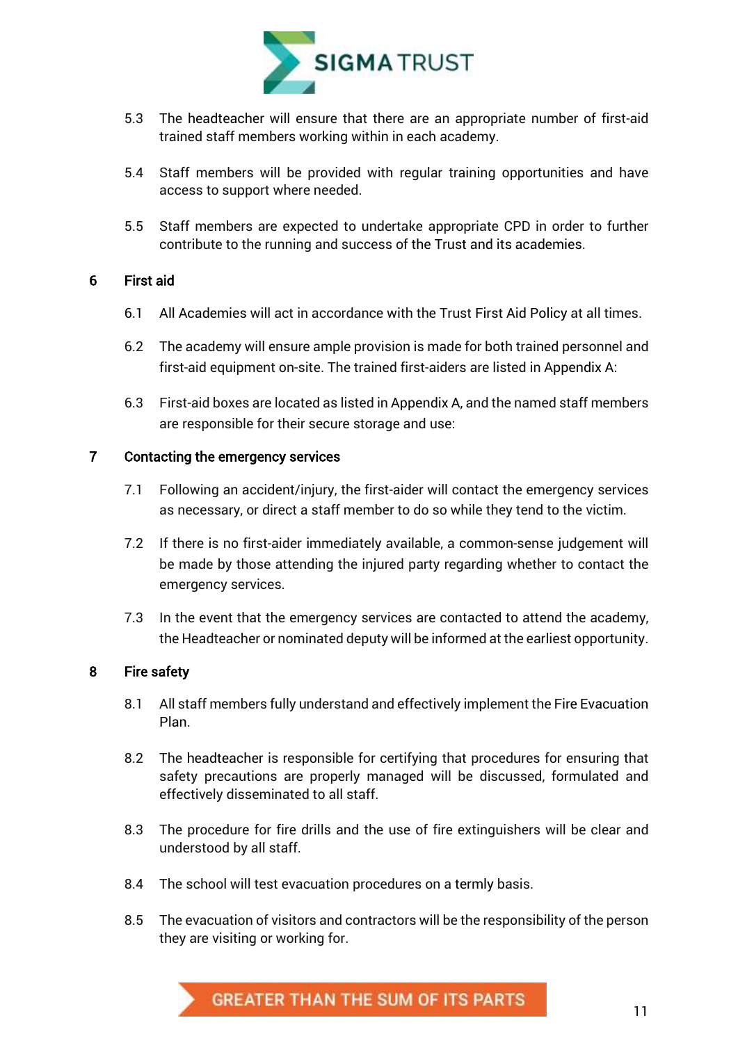5.3 The headteacher will ensure that there are an appropriate number of first-aid trained staff members working within in each academy.

5.4 Staff members will be provided with regular training opportunities and have access to support where needed.

5.5 Staff members are expected to undertake appropriate CPD in order to further contribute to the running and success of the Trust and its academies.

## 6 First aid

6.1 All Academies will act in accordance with the Trust First Aid Policy at all times.

6.2 The academy will ensure ample provision is made for both trained personnel and first-aid equipment on-site. The trained first-aiders are listed in Appendix A:

6.3 First-aid boxes are located as listed in Appendix A, and the named staff members are responsible for their secure storage and use:

## 7 Contacting the emergency services

7.1 Following an accident/injury, the first-aider will contact the emergency services as necessary, or direct a staff member to do so while they tend to the victim.

7.2 If there is no first-aider immediately available, a common-sense judgement will be made by those attending the injured party regarding whether to contact the emergency services.

7.3 In the event that the emergency services are contacted to attend the academy, the Headteacher or nominated deputy will be informed at the earliest opportunity.

## 8 Fire safety

8.1 All staff members fully understand and effectively implement the Fire Evacuation Plan.

8.2 The headteacher is responsible for certifying that procedures for ensuring that safety precautions are properly managed will be discussed, formulated and effectively disseminated to all staff.

8.3 The procedure for fire drills and the use of fire extinguishers will be clear and understood by all staff.

8.4 The school will test evacuation procedures on a termly basis.

8.5 The evacuation of visitors and contractors will be the responsibility of the person they are visiting or working for.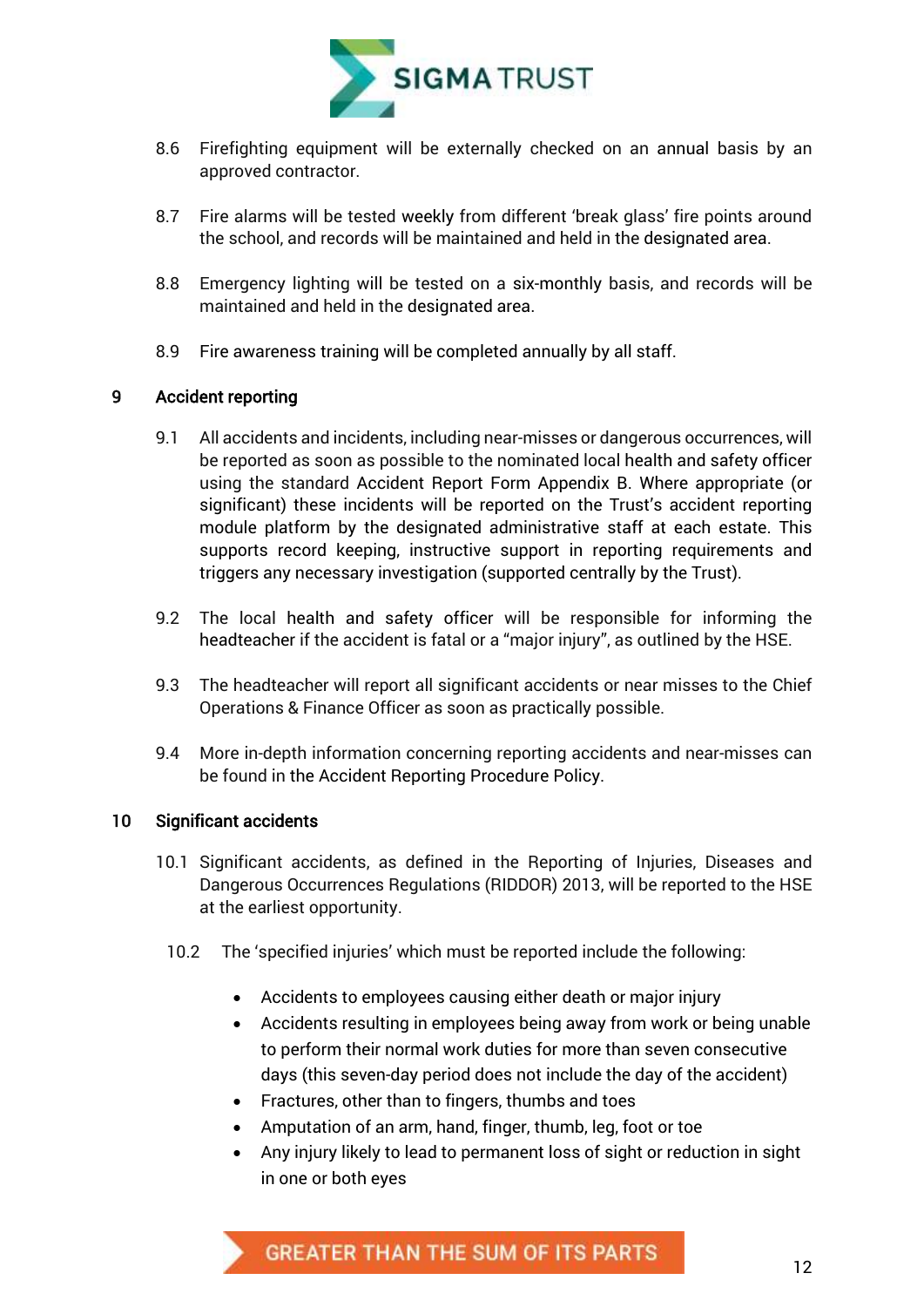8.6 Firefighting equipment will be externally checked on an annual basis by an approved contractor.

8.7 Fire alarms will be tested weekly from different 'break glass' fire points around the school, and records will be maintained and held in the designated area.

8.8 Emergency lighting will be tested on a six-monthly basis, and records will be maintained and held in the designated area.

8.9 Fire awareness training will be completed annually by all staff.

## 9 Accident reporting

9.1 All accidents and incidents, including near-misses or dangerous occurrences, will be reported as soon as possible to the nominated local health and safety officer using the standard Accident Report Form Appendix B. Where appropriate (or significant) these incidents will be reported on the Trust's accident reporting module platform by the designated administrative staff at each estate. This supports record keeping, instructive support in reporting requirements and triggers any necessary investigation (supported centrally by the Trust).

9.2 The local health and safety officer will be responsible for informing the headteacher if the accident is fatal or a "major injury", as outlined by the HSE.

9.3 The headteacher will report all significant accidents or near misses to the Chief Operations & Finance Officer as soon as practically possible.

9.4 More in-depth information concerning reporting accidents and near-misses can be found in the Accident Reporting Procedure Policy.

## 10 Significant accidents

10.1 Significant accidents, as defined in the Reporting of Injuries, Diseases and Dangerous Occurrences Regulations (RIDDOR) 2013, will be reported to the HSE at the earliest opportunity.

10.2 The 'specified injuries' which must be reported include the following:

- Accidents to employees causing either death or major injury
- Accidents resulting in employees being away from work or being unable to perform their normal work duties for more than seven consecutive days (this seven-day period does not include the day of the accident)
- Fractures, other than to fingers, thumbs and toes
- Amputation of an arm, hand, finger, thumb, leg, foot or toe
- Any injury likely to lead to permanent loss of sight or reduction in sight in one or both eyes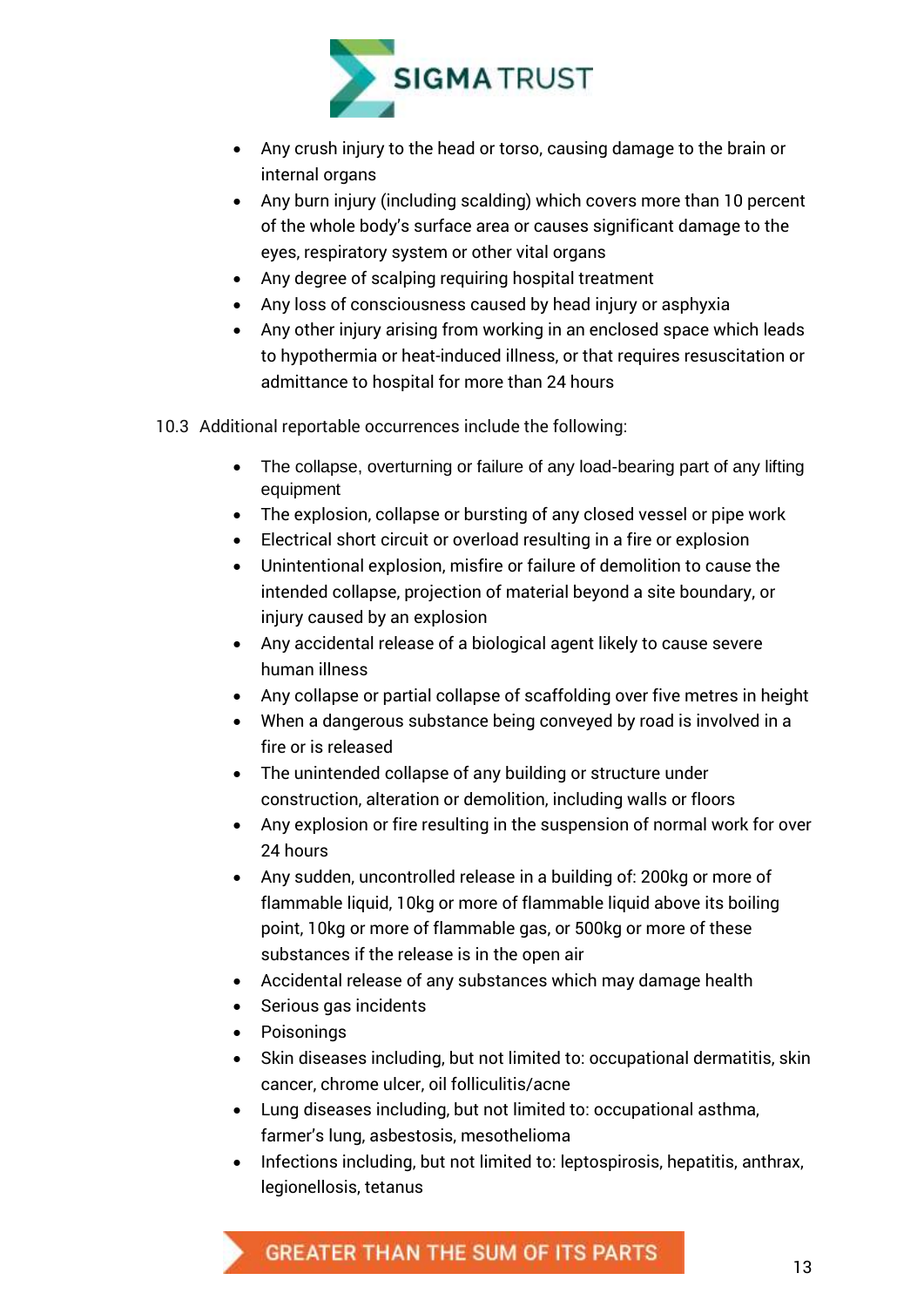- Any crush injury to the head or torso, causing damage to the brain or internal organs
- Any burn injury (including scalding) which covers more than 10 percent of the whole body's surface area or causes significant damage to the eyes, respiratory system or other vital organs
- Any degree of scalping requiring hospital treatment
- Any loss of consciousness caused by head injury or asphyxia
- Any other injury arising from working in an enclosed space which leads to hypothermia or heat-induced illness, or that requires resuscitation or admittance to hospital for more than 24 hours

10.3 Additional reportable occurrences include the following:

- The collapse, overturning or failure of any load-bearing part of any lifting equipment
- The explosion, collapse or bursting of any closed vessel or pipe work
- Electrical short circuit or overload resulting in a fire or explosion
- Unintentional explosion, misfire or failure of demolition to cause the intended collapse, projection of material beyond a site boundary, or injury caused by an explosion
- Any accidental release of a biological agent likely to cause severe human illness
- Any collapse or partial collapse of scaffolding over five metres in height
- When a dangerous substance being conveyed by road is involved in a fire or is released
- The unintended collapse of any building or structure under construction, alteration or demolition, including walls or floors
- Any explosion or fire resulting in the suspension of normal work for over 24 hours
- Any sudden, uncontrolled release in a building of: 200kg or more of flammable liquid, 10kg or more of flammable liquid above its boiling point, 10kg or more of flammable gas, or 500kg or more of these substances if the release is in the open air
- Accidental release of any substances which may damage health
- Serious gas incidents
- Poisonings
- Skin diseases including, but not limited to: occupational dermatitis, skin cancer, chrome ulcer, oil folliculitis/acne
- Lung diseases including, but not limited to: occupational asthma, farmer's lung, asbestosis, mesothelioma
- Infections including, but not limited to: leptospirosis, hepatitis, anthrax, legionellosis, tetanus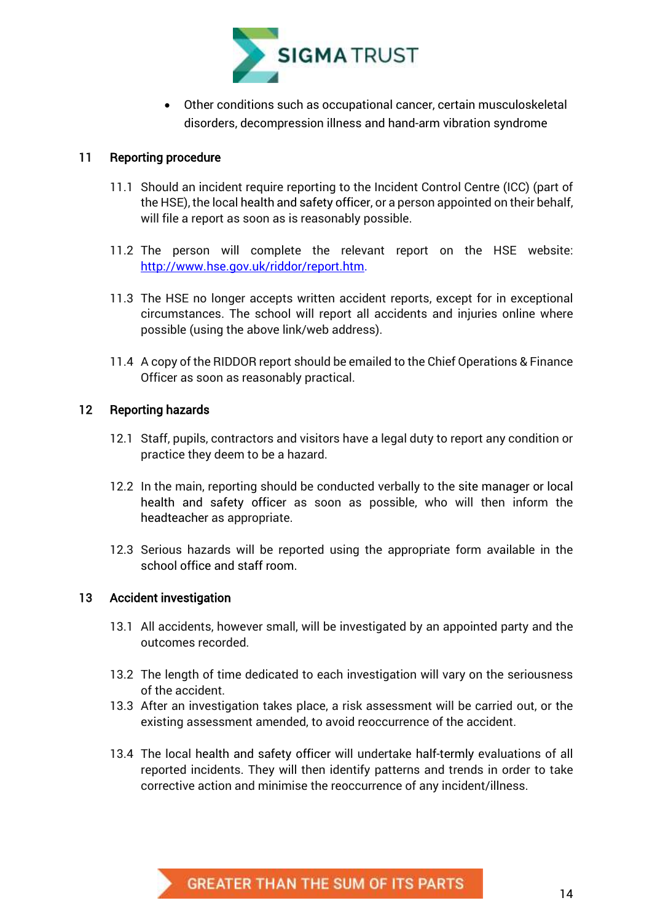- Other conditions such as occupational cancer, certain musculoskeletal disorders, decompression illness and hand-arm vibration syndrome

## 11 Reporting procedure

11.1 Should an incident require reporting to the Incident Control Centre (ICC) (part of the HSE), the local health and safety officer, or a person appointed on their behalf, will file a report as soon as is reasonably possible.

11.2 The person will complete the relevant report on the HSE website: [http://www.hse.gov.uk/riddor/report.htm](http://www.hse.gov.uk/riddor/report.htm).

11.3 The HSE no longer accepts written accident reports, except for in exceptional circumstances. The school will report all accidents and injuries online where possible (using the above link/web address).

11.4 A copy of the RIDDOR report should be emailed to the Chief Operations & Finance Officer as soon as reasonably practical.

## 12 Reporting hazards

12.1 Staff, pupils, contractors and visitors have a legal duty to report any condition or practice they deem to be a hazard.

12.2 In the main, reporting should be conducted verbally to the site manager or local health and safety officer as soon as possible, who will then inform the headteacher as appropriate.

12.3 Serious hazards will be reported using the appropriate form available in the school office and staff room.

## 13 Accident investigation

13.1 All accidents, however small, will be investigated by an appointed party and the outcomes recorded.

13.2 The length of time dedicated to each investigation will vary on the seriousness of the accident.

13.3 After an investigation takes place, a risk assessment will be carried out, or the existing assessment amended, to avoid reoccurrence of the accident.

13.4 The local health and safety officer will undertake half-termly evaluations of all reported incidents. They will then identify patterns and trends in order to take corrective action and minimise the reoccurrence of any incident/illness.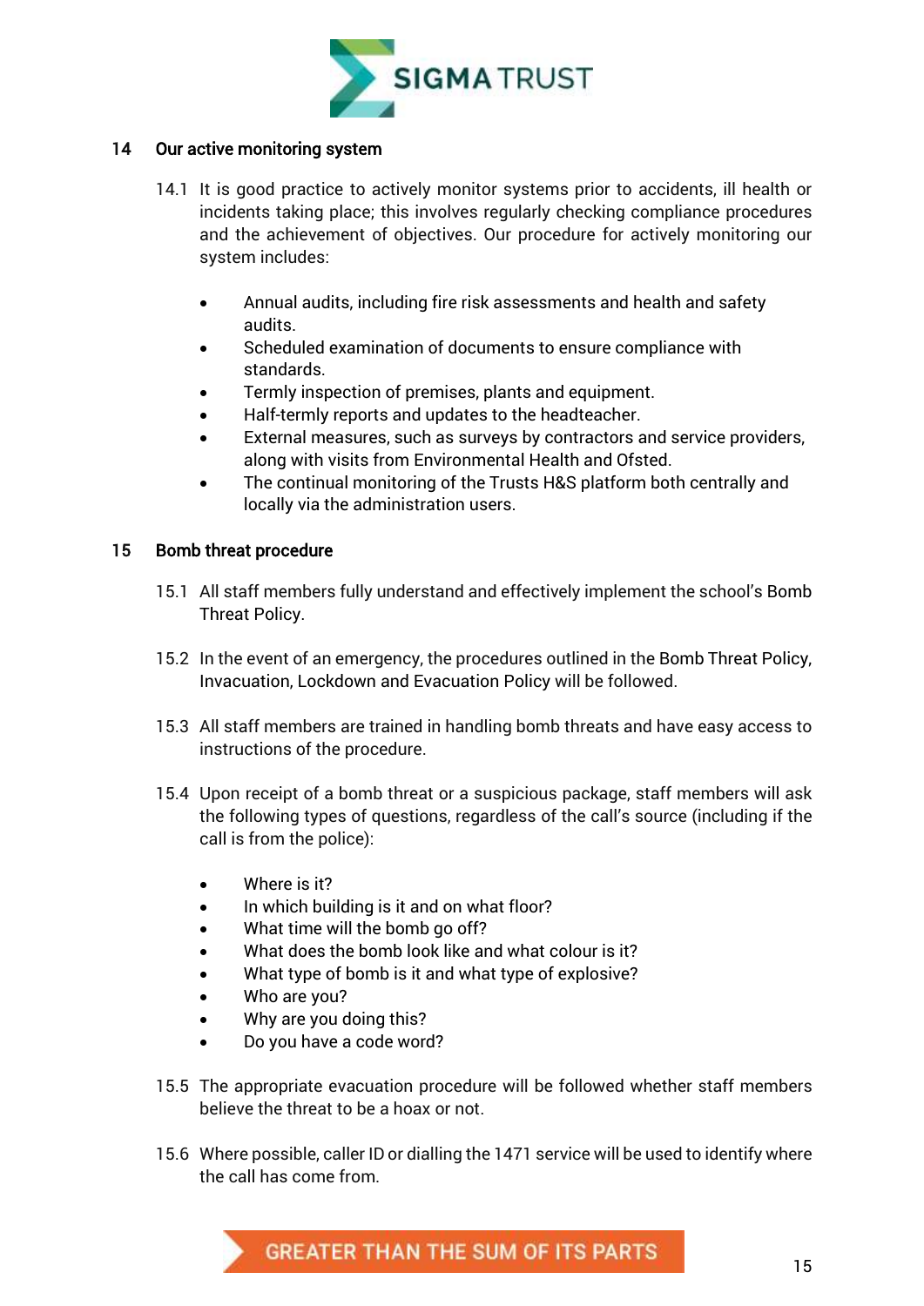## 14 Our active monitoring system

14.1 It is good practice to actively monitor systems prior to accidents, ill health or incidents taking place; this involves regularly checking compliance procedures and the achievement of objectives. Our procedure for actively monitoring our system includes:

- Annual audits, including fire risk assessments and health and safety audits.
- Scheduled examination of documents to ensure compliance with standards.
- Termly inspection of premises, plants and equipment.
- Half-termly reports and updates to the headteacher.
- External measures, such as surveys by contractors and service providers, along with visits from Environmental Health and Ofsted.
- The continual monitoring of the Trusts H&S platform both centrally and locally via the administration users.

## 15 Bomb threat procedure

15.1 All staff members fully understand and effectively implement the school's Bomb Threat Policy.

15.2 In the event of an emergency, the procedures outlined in the Bomb Threat Policy, Invacuation, Lockdown and Evacuation Policy will be followed.

15.3 All staff members are trained in handling bomb threats and have easy access to instructions of the procedure.

15.4 Upon receipt of a bomb threat or a suspicious package, staff members will ask the following types of questions, regardless of the call's source (including if the call is from the police):

- Where is it?
- In which building is it and on what floor?
- What time will the bomb go off?
- What does the bomb look like and what colour is it?
- What type of bomb is it and what type of explosive?
- Who are you?
- Why are you doing this?
- Do you have a code word?

15.5 The appropriate evacuation procedure will be followed whether staff members believe the threat to be a hoax or not.

15.6 Where possible, caller ID or dialling the 1471 service will be used to identify where the call has come from.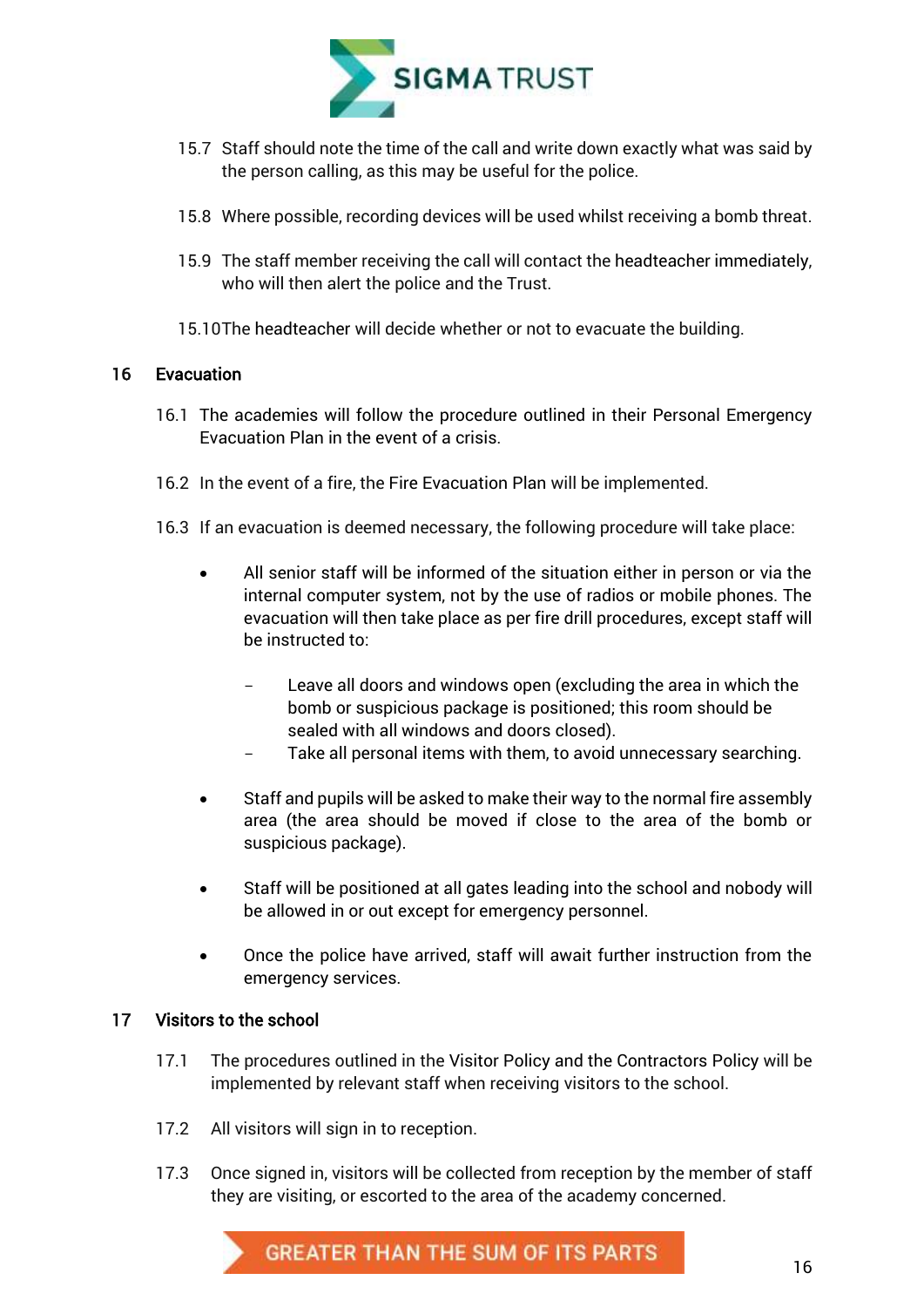15.7 Staff should note the time of the call and write down exactly what was said by the person calling, as this may be useful for the police.

15.8 Where possible, recording devices will be used whilst receiving a bomb threat.

15.9 The staff member receiving the call will contact the headteacher immediately, who will then alert the police and the Trust.

15.10 The headteacher will decide whether or not to evacuate the building.

## 16 Evacuation

16.1 The academies will follow the procedure outlined in their Personal Emergency Evacuation Plan in the event of a crisis.

16.2 In the event of a fire, the Fire Evacuation Plan will be implemented.

16.3 If an evacuation is deemed necessary, the following procedure will take place:

- All senior staff will be informed of the situation either in person or via the internal computer system, not by the use of radios or mobile phones. The evacuation will then take place as per fire drill procedures, except staff will be instructed to:
  - Leave all doors and windows open (excluding the area in which the bomb or suspicious package is positioned; this room should be sealed with all windows and doors closed).
  - Take all personal items with them, to avoid unnecessary searching.
- Staff and pupils will be asked to make their way to the normal fire assembly area (the area should be moved if close to the area of the bomb or suspicious package).
- Staff will be positioned at all gates leading into the school and nobody will be allowed in or out except for emergency personnel.
- Once the police have arrived, staff will await further instruction from the emergency services.

## 17 Visitors to the school

17.1 The procedures outlined in the Visitor Policy and the Contractors Policy will be implemented by relevant staff when receiving visitors to the school.

17.2 All visitors will sign in to reception.

17.3 Once signed in, visitors will be collected from reception by the member of staff they are visiting, or escorted to the area of the academy concerned.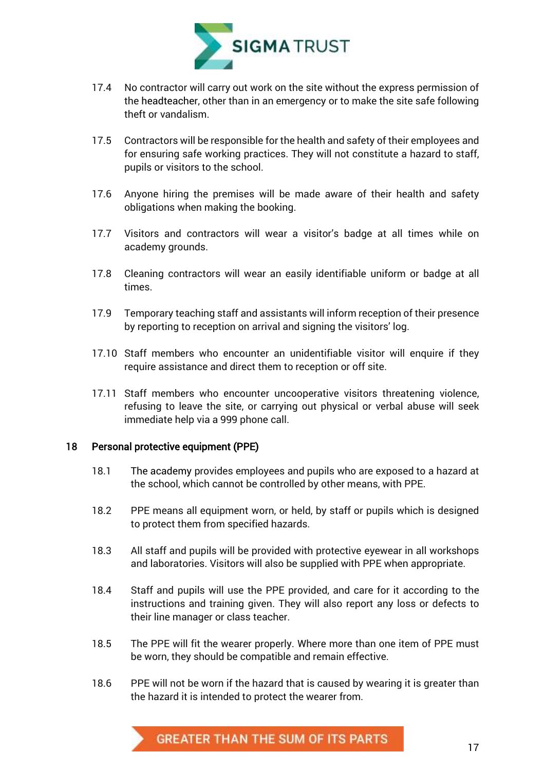17.4 No contractor will carry out work on the site without the express permission of the headteacher, other than in an emergency or to make the site safe following theft or vandalism.

17.5 Contractors will be responsible for the health and safety of their employees and for ensuring safe working practices. They will not constitute a hazard to staff, pupils or visitors to the school.

17.6 Anyone hiring the premises will be made aware of their health and safety obligations when making the booking.

17.7 Visitors and contractors will wear a visitor's badge at all times while on academy grounds.

17.8 Cleaning contractors will wear an easily identifiable uniform or badge at all times.

17.9 Temporary teaching staff and assistants will inform reception of their presence by reporting to reception on arrival and signing the visitors' log.

17.10 Staff members who encounter an unidentifiable visitor will enquire if they require assistance and direct them to reception or off site.

17.11 Staff members who encounter uncooperative visitors threatening violence, refusing to leave the site, or carrying out physical or verbal abuse will seek immediate help via a 999 phone call.

## 18 Personal protective equipment (PPE)

18.1 The academy provides employees and pupils who are exposed to a hazard at the school, which cannot be controlled by other means, with PPE.

18.2 PPE means all equipment worn, or held, by staff or pupils which is designed to protect them from specified hazards.

18.3 All staff and pupils will be provided with protective eyewear in all workshops and laboratories. Visitors will also be supplied with PPE when appropriate.

18.4 Staff and pupils will use the PPE provided, and care for it according to the instructions and training given. They will also report any loss or defects to their line manager or class teacher.

18.5 The PPE will fit the wearer properly. Where more than one item of PPE must be worn, they should be compatible and remain effective.

18.6 PPE will not be worn if the hazard that is caused by wearing it is greater than the hazard it is intended to protect the wearer from.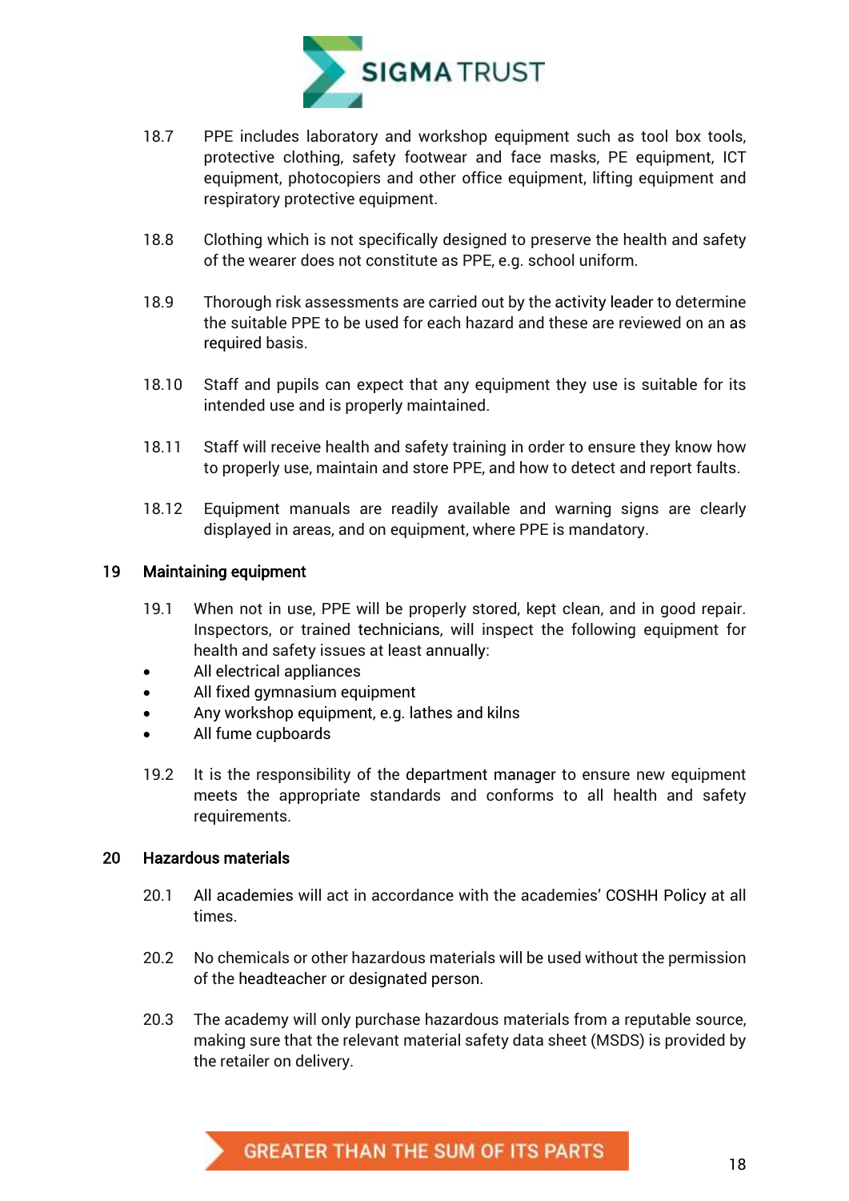18.7 PPE includes laboratory and workshop equipment such as tool box tools, protective clothing, safety footwear and face masks, PE equipment, ICT equipment, photocopiers and other office equipment, lifting equipment and respiratory protective equipment.

18.8 Clothing which is not specifically designed to preserve the health and safety of the wearer does not constitute as PPE, e.g. school uniform.

18.9 Thorough risk assessments are carried out by the activity leader to determine the suitable PPE to be used for each hazard and these are reviewed on an as required basis.

18.10 Staff and pupils can expect that any equipment they use is suitable for its intended use and is properly maintained.

18.11 Staff will receive health and safety training in order to ensure they know how to properly use, maintain and store PPE, and how to detect and report faults.

18.12 Equipment manuals are readily available and warning signs are clearly displayed in areas, and on equipment, where PPE is mandatory.

## 19 Maintaining equipment

19.1 When not in use, PPE will be properly stored, kept clean, and in good repair. Inspectors, or trained technicians, will inspect the following equipment for health and safety issues at least annually:

- All electrical appliances
- All fixed gymnasium equipment
- Any workshop equipment, e.g. lathes and kilns
- All fume cupboards

19.2 It is the responsibility of the department manager to ensure new equipment meets the appropriate standards and conforms to all health and safety requirements.

## 20 Hazardous materials

20.1 All academies will act in accordance with the academies' COSHH Policy at all times.

20.2 No chemicals or other hazardous materials will be used without the permission of the headteacher or designated person.

20.3 The academy will only purchase hazardous materials from a reputable source, making sure that the relevant material safety data sheet (MSDS) is provided by the retailer on delivery.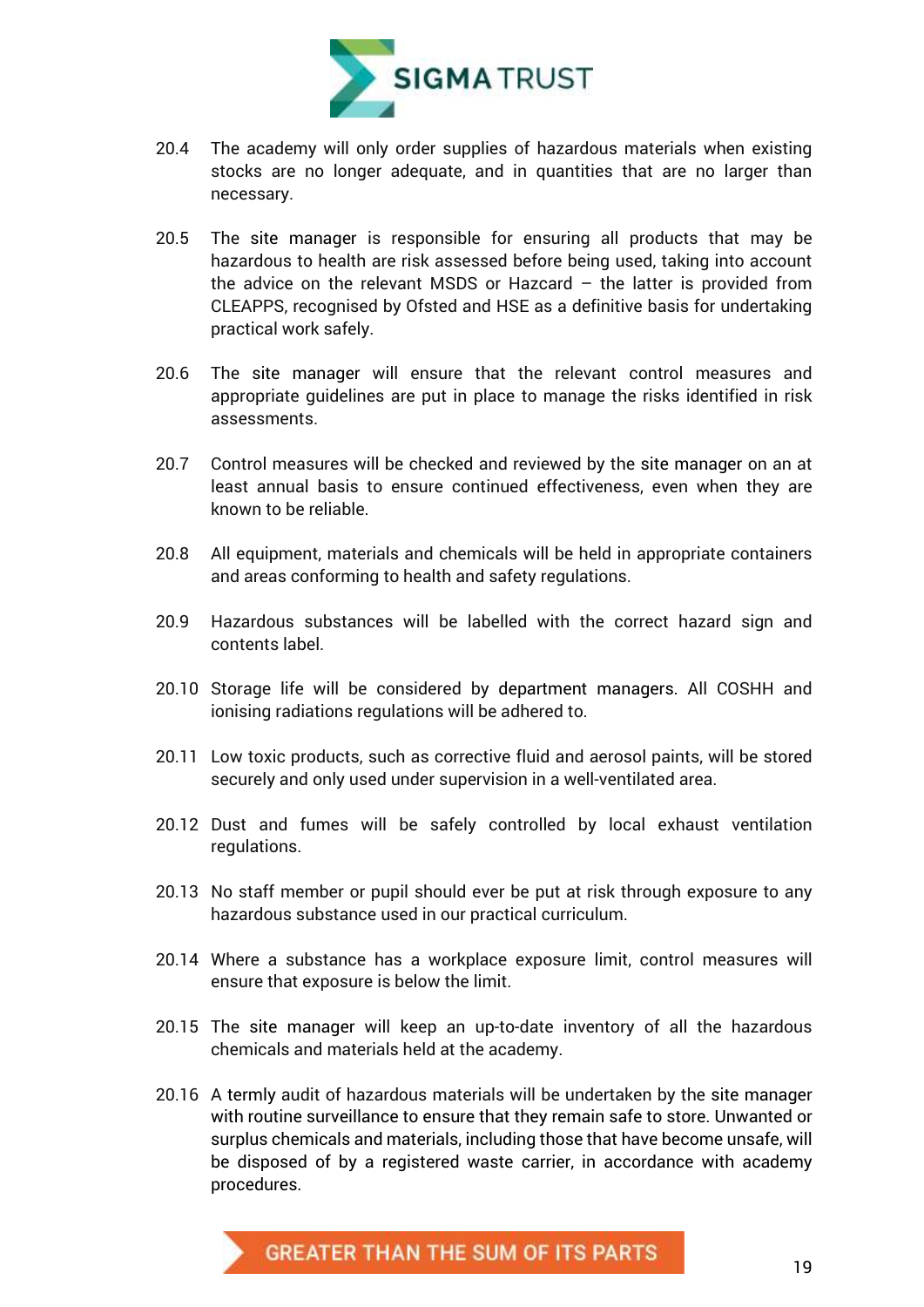20.4 The academy will only order supplies of hazardous materials when existing stocks are no longer adequate, and in quantities that are no larger than necessary.

20.5 The site manager is responsible for ensuring all products that may be hazardous to health are risk assessed before being used, taking into account the advice on the relevant MSDS or Hazcard – the latter is provided from CLEAPPS, recognised by Ofsted and HSE as a definitive basis for undertaking practical work safely.

20.6 The site manager will ensure that the relevant control measures and appropriate guidelines are put in place to manage the risks identified in risk assessments.

20.7 Control measures will be checked and reviewed by the site manager on an at least annual basis to ensure continued effectiveness, even when they are known to be reliable.

20.8 All equipment, materials and chemicals will be held in appropriate containers and areas conforming to health and safety regulations.

20.9 Hazardous substances will be labelled with the correct hazard sign and contents label.

20.10 Storage life will be considered by department managers. All COSHH and ionising radiations regulations will be adhered to.

20.11 Low toxic products, such as corrective fluid and aerosol paints, will be stored securely and only used under supervision in a well-ventilated area.

20.12 Dust and fumes will be safely controlled by local exhaust ventilation regulations.

20.13 No staff member or pupil should ever be put at risk through exposure to any hazardous substance used in our practical curriculum.

20.14 Where a substance has a workplace exposure limit, control measures will ensure that exposure is below the limit.

20.15 The site manager will keep an up-to-date inventory of all the hazardous chemicals and materials held at the academy.

20.16 A termly audit of hazardous materials will be undertaken by the site manager with routine surveillance to ensure that they remain safe to store. Unwanted or surplus chemicals and materials, including those that have become unsafe, will be disposed of by a registered waste carrier, in accordance with academy procedures.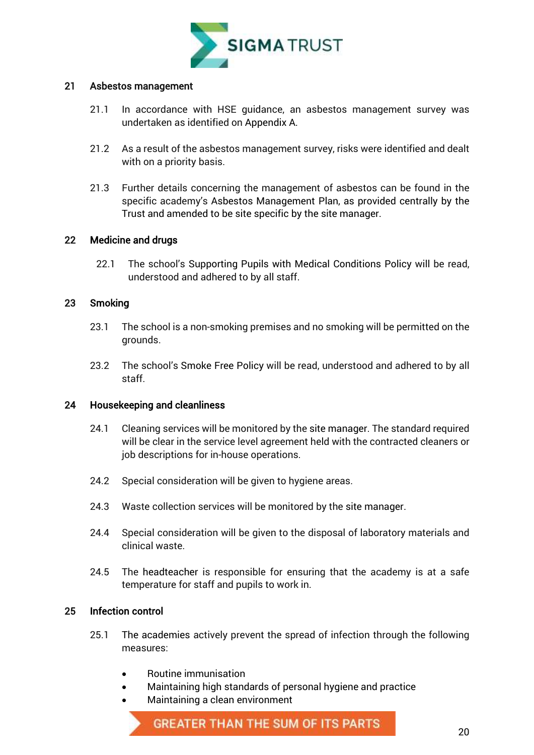## 21 Asbestos management

21.1 In accordance with HSE guidance, an asbestos management survey was undertaken as identified on Appendix A.

21.2 As a result of the asbestos management survey, risks were identified and dealt with on a priority basis.

21.3 Further details concerning the management of asbestos can be found in the specific academy's Asbestos Management Plan, as provided centrally by the Trust and amended to be site specific by the site manager.

## 22 Medicine and drugs

22.1 The school's Supporting Pupils with Medical Conditions Policy will be read, understood and adhered to by all staff.

## 23 Smoking

23.1 The school is a non-smoking premises and no smoking will be permitted on the grounds.

23.2 The school's Smoke Free Policy will be read, understood and adhered to by all staff.

## 24 Housekeeping and cleanliness

24.1 Cleaning services will be monitored by the site manager. The standard required will be clear in the service level agreement held with the contracted cleaners or job descriptions for in-house operations.

24.2 Special consideration will be given to hygiene areas.

24.3 Waste collection services will be monitored by the site manager.

24.4 Special consideration will be given to the disposal of laboratory materials and clinical waste.

24.5 The headteacher is responsible for ensuring that the academy is at a safe temperature for staff and pupils to work in.

## 25 Infection control

25.1 The academies actively prevent the spread of infection through the following measures:

- Routine immunisation
- Maintaining high standards of personal hygiene and practice
- Maintaining a clean environment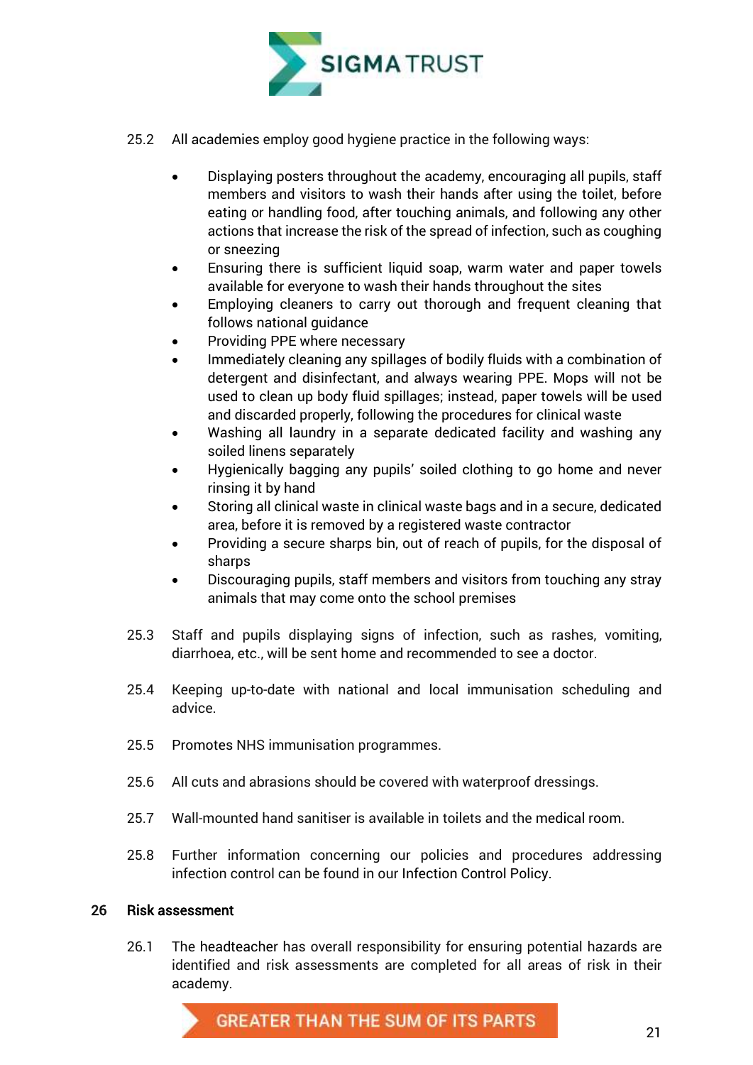25.2 All academies employ good hygiene practice in the following ways:

- Displaying posters throughout the academy, encouraging all pupils, staff members and visitors to wash their hands after using the toilet, before eating or handling food, after touching animals, and following any other actions that increase the risk of the spread of infection, such as coughing or sneezing
- Ensuring there is sufficient liquid soap, warm water and paper towels available for everyone to wash their hands throughout the sites
- Employing cleaners to carry out thorough and frequent cleaning that follows national guidance
- Providing PPE where necessary
- Immediately cleaning any spillages of bodily fluids with a combination of detergent and disinfectant, and always wearing PPE. Mops will not be used to clean up body fluid spillages; instead, paper towels will be used and discarded properly, following the procedures for clinical waste
- Washing all laundry in a separate dedicated facility and washing any soiled linens separately
- Hygienically bagging any pupils' soiled clothing to go home and never rinsing it by hand
- Storing all clinical waste in clinical waste bags and in a secure, dedicated area, before it is removed by a registered waste contractor
- Providing a secure sharps bin, out of reach of pupils, for the disposal of sharps
- Discouraging pupils, staff members and visitors from touching any stray animals that may come onto the school premises

25.3 Staff and pupils displaying signs of infection, such as rashes, vomiting, diarrhoea, etc., will be sent home and recommended to see a doctor.

25.4 Keeping up-to-date with national and local immunisation scheduling and advice.

25.5 Promotes NHS immunisation programmes.

25.6 All cuts and abrasions should be covered with waterproof dressings.

25.7 Wall-mounted hand sanitiser is available in toilets and the medical room.

25.8 Further information concerning our policies and procedures addressing infection control can be found in our Infection Control Policy.

## 26 Risk assessment

26.1 The headteacher has overall responsibility for ensuring potential hazards are identified and risk assessments are completed for all areas of risk in their academy.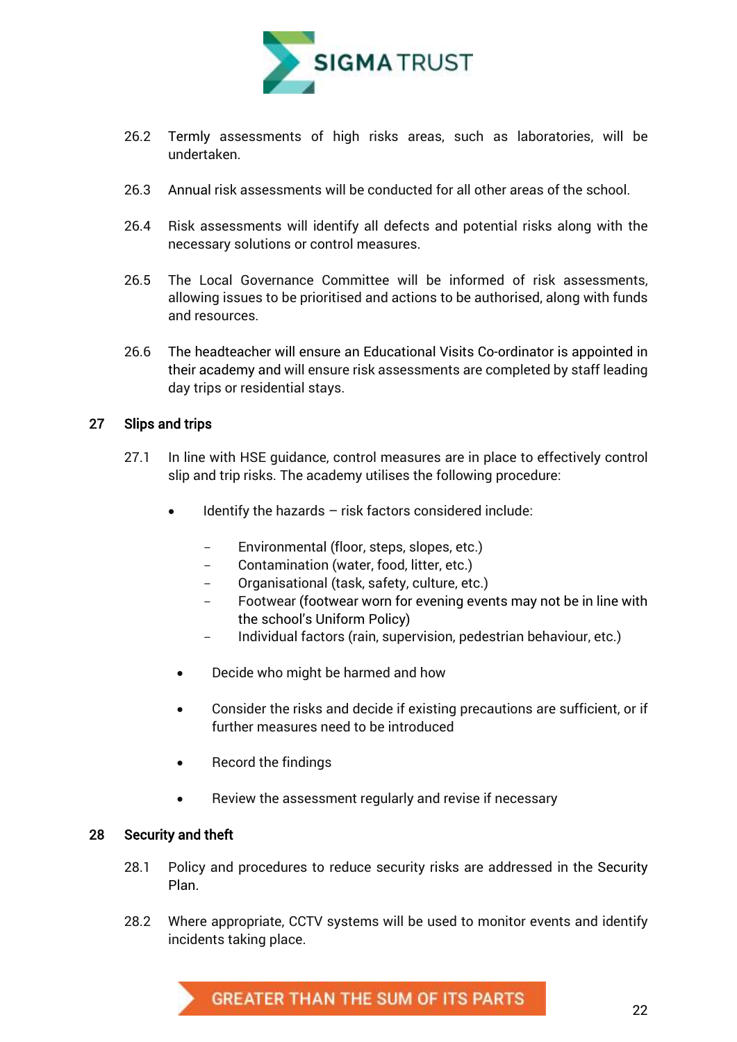26.2 Termly assessments of high risks areas, such as laboratories, will be undertaken.

26.3 Annual risk assessments will be conducted for all other areas of the school.

26.4 Risk assessments will identify all defects and potential risks along with the necessary solutions or control measures.

26.5 The Local Governance Committee will be informed of risk assessments, allowing issues to be prioritised and actions to be authorised, along with funds and resources.

26.6 The headteacher will ensure an Educational Visits Co-ordinator is appointed in their academy and will ensure risk assessments are completed by staff leading day trips or residential stays.

## 27 Slips and trips

27.1 In line with HSE guidance, control measures are in place to effectively control slip and trip risks. The academy utilises the following procedure:

- Identify the hazards – risk factors considered include:
  - Environmental (floor, steps, slopes, etc.)
  - Contamination (water, food, litter, etc.)
  - Organisational (task, safety, culture, etc.)
  - Footwear (footwear worn for evening events may not be in line with the school's Uniform Policy)
  - Individual factors (rain, supervision, pedestrian behaviour, etc.)
- Decide who might be harmed and how
- Consider the risks and decide if existing precautions are sufficient, or if further measures need to be introduced
- Record the findings
- Review the assessment regularly and revise if necessary

## 28 Security and theft

28.1 Policy and procedures to reduce security risks are addressed in the Security Plan.

28.2 Where appropriate, CCTV systems will be used to monitor events and identify incidents taking place.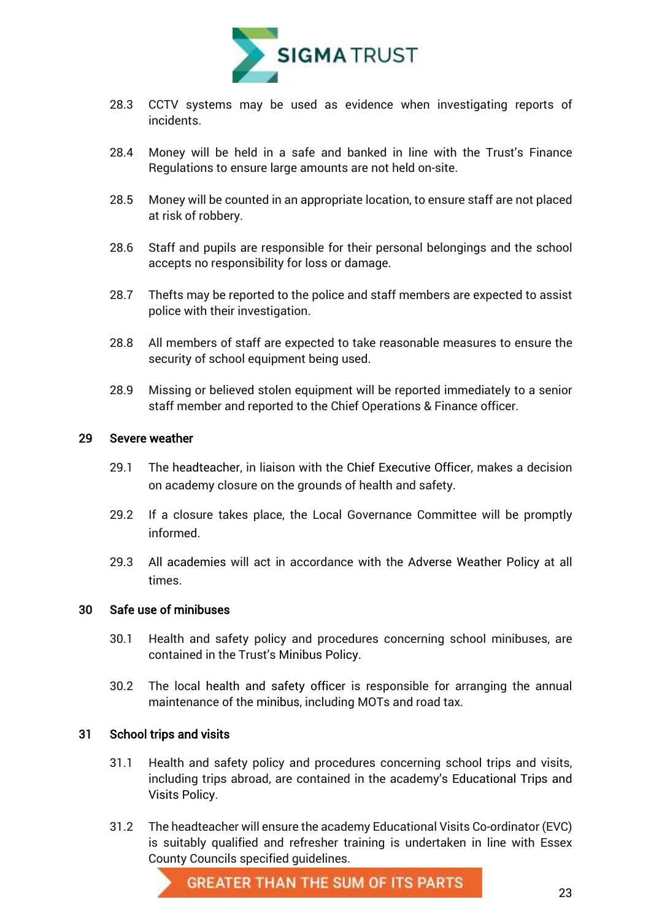28.3 CCTV systems may be used as evidence when investigating reports of incidents.

28.4 Money will be held in a safe and banked in line with the Trust's Finance Regulations to ensure large amounts are not held on-site.

28.5 Money will be counted in an appropriate location, to ensure staff are not placed at risk of robbery.

28.6 Staff and pupils are responsible for their personal belongings and the school accepts no responsibility for loss or damage.

28.7 Thefts may be reported to the police and staff members are expected to assist police with their investigation.

28.8 All members of staff are expected to take reasonable measures to ensure the security of school equipment being used.

28.9 Missing or believed stolen equipment will be reported immediately to a senior staff member and reported to the Chief Operations & Finance officer.

## 29 Severe weather

29.1 The headteacher, in liaison with the Chief Executive Officer, makes a decision on academy closure on the grounds of health and safety.

29.2 If a closure takes place, the Local Governance Committee will be promptly informed.

29.3 All academies will act in accordance with the Adverse Weather Policy at all times.

## 30 Safe use of minibuses

30.1 Health and safety policy and procedures concerning school minibuses, are contained in the Trust's Minibus Policy.

30.2 The local health and safety officer is responsible for arranging the annual maintenance of the minibus, including MOTs and road tax.

## 31 School trips and visits

31.1 Health and safety policy and procedures concerning school trips and visits, including trips abroad, are contained in the academy's Educational Trips and Visits Policy.

31.2 The headteacher will ensure the academy Educational Visits Co-ordinator (EVC) is suitably qualified and refresher training is undertaken in line with Essex County Councils specified guidelines.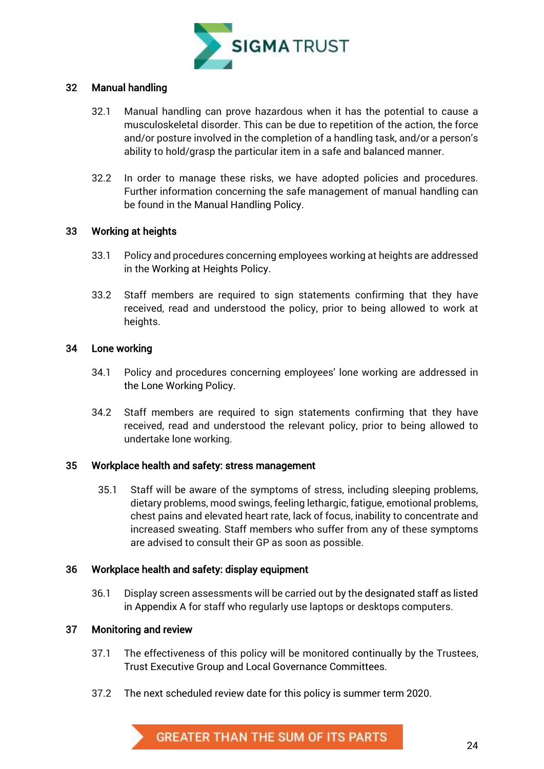## 32 Manual handling

32.1 Manual handling can prove hazardous when it has the potential to cause a musculoskeletal disorder. This can be due to repetition of the action, the force and/or posture involved in the completion of a handling task, and/or a person's ability to hold/grasp the particular item in a safe and balanced manner.

32.2 In order to manage these risks, we have adopted policies and procedures. Further information concerning the safe management of manual handling can be found in the Manual Handling Policy.

## 33 Working at heights

33.1 Policy and procedures concerning employees working at heights are addressed in the Working at Heights Policy.

33.2 Staff members are required to sign statements confirming that they have received, read and understood the policy, prior to being allowed to work at heights.

## 34 Lone working

34.1 Policy and procedures concerning employees' lone working are addressed in the Lone Working Policy.

34.2 Staff members are required to sign statements confirming that they have received, read and understood the relevant policy, prior to being allowed to undertake lone working.

## 35 Workplace health and safety: stress management

35.1 Staff will be aware of the symptoms of stress, including sleeping problems, dietary problems, mood swings, feeling lethargic, fatigue, emotional problems, chest pains and elevated heart rate, lack of focus, inability to concentrate and increased sweating. Staff members who suffer from any of these symptoms are advised to consult their GP as soon as possible.

## 36 Workplace health and safety: display equipment

36.1 Display screen assessments will be carried out by the designated staff as listed in Appendix A for staff who regularly use laptops or desktops computers.

## 37 Monitoring and review

37.1 The effectiveness of this policy will be monitored continually by the Trustees, Trust Executive Group and Local Governance Committees.

37.2 The next scheduled review date for this policy is summer term 2020.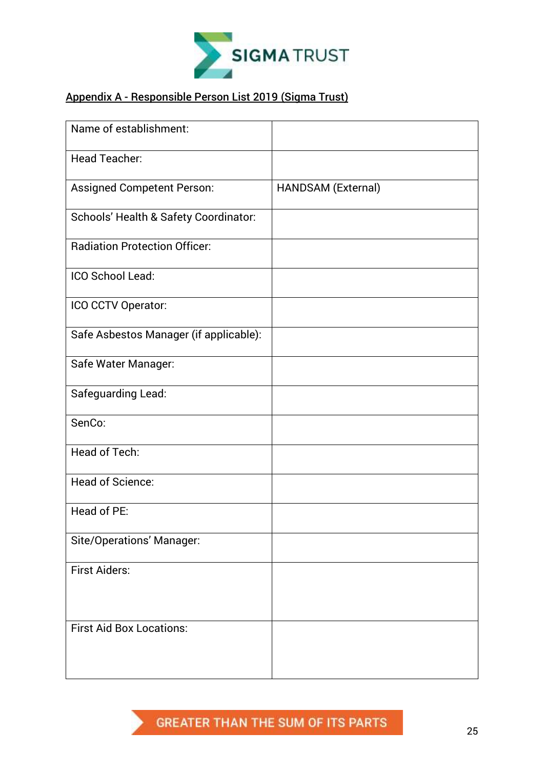## Appendix A - Responsible Person List 2019 (Sigma Trust)

| | |
|---|---|
| Name of establishment: | |
| Head Teacher: | |
| Assigned Competent Person: | HANDSAM (External) |
| Schools' Health & Safety Coordinator: | |
| Radiation Protection Officer: | |
| ICO School Lead: | |
| ICO CCTV Operator: | |
| Safe Asbestos Manager (if applicable): | |
| Safe Water Manager: | |
| Safeguarding Lead: | |
| SenCo: | |
| Head of Tech: | |
| Head of Science: | |
| Head of PE: | |
| Site/Operations' Manager: | |
| First Aiders: | |
| First Aid Box Locations: | |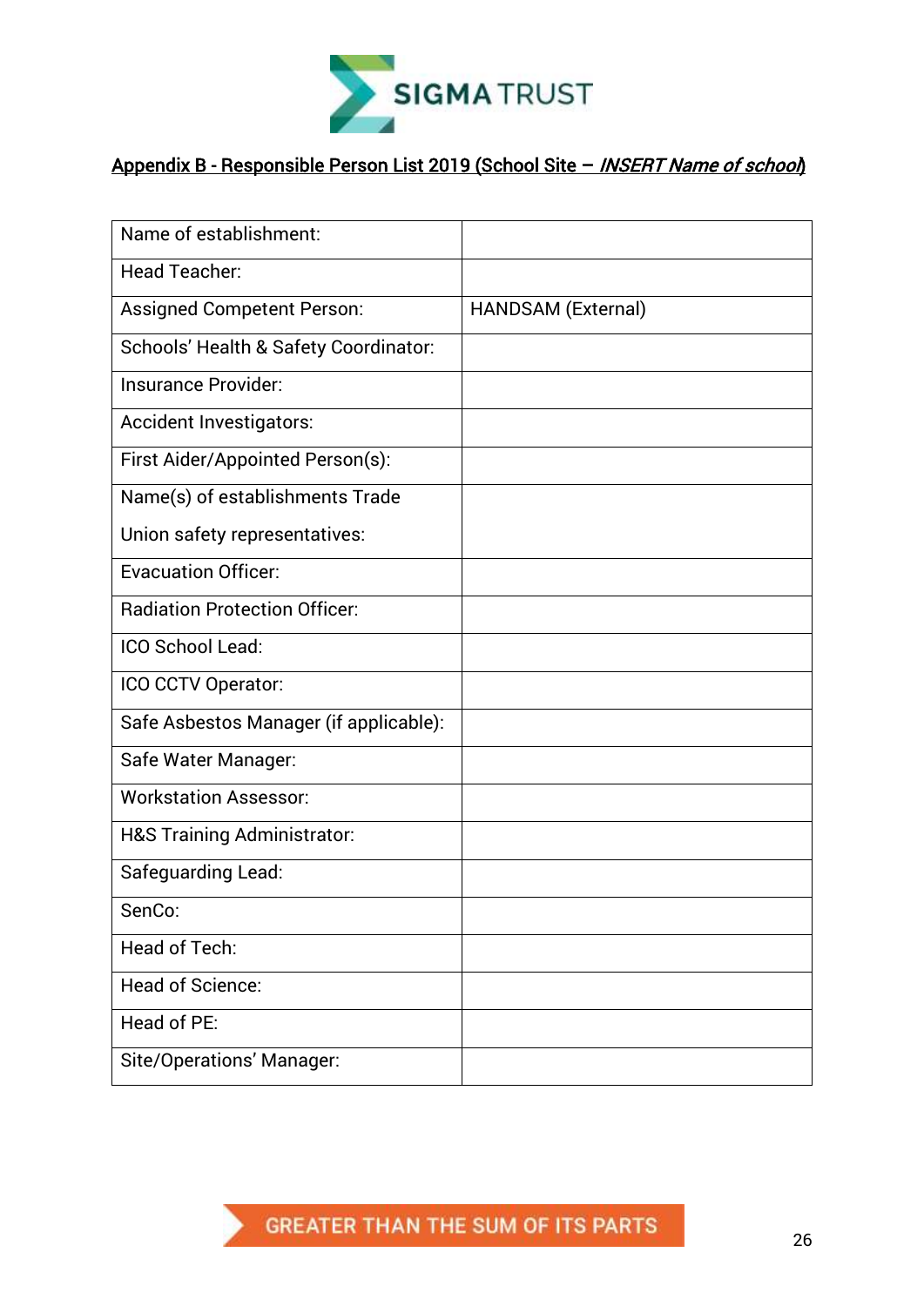## Appendix B - Responsible Person List 2019 (School Site – *INSERT Name of school*)

| | |
|---|---|
| Name of establishment: | |
| Head Teacher: | |
| Assigned Competent Person: | HANDSAM (External) |
| Schools' Health & Safety Coordinator: | |
| Insurance Provider: | |
| Accident Investigators: | |
| First Aider/Appointed Person(s): | |
| Name(s) of establishments Trade Union safety representatives: | |
| Evacuation Officer: | |
| Radiation Protection Officer: | |
| ICO School Lead: | |
| ICO CCTV Operator: | |
| Safe Asbestos Manager (if applicable): | |
| Safe Water Manager: | |
| Workstation Assessor: | |
| H&S Training Administrator: | |
| Safeguarding Lead: | |
| SenCo: | |
| Head of Tech: | |
| Head of Science: | |
| Head of PE: | |
| Site/Operations' Manager: | |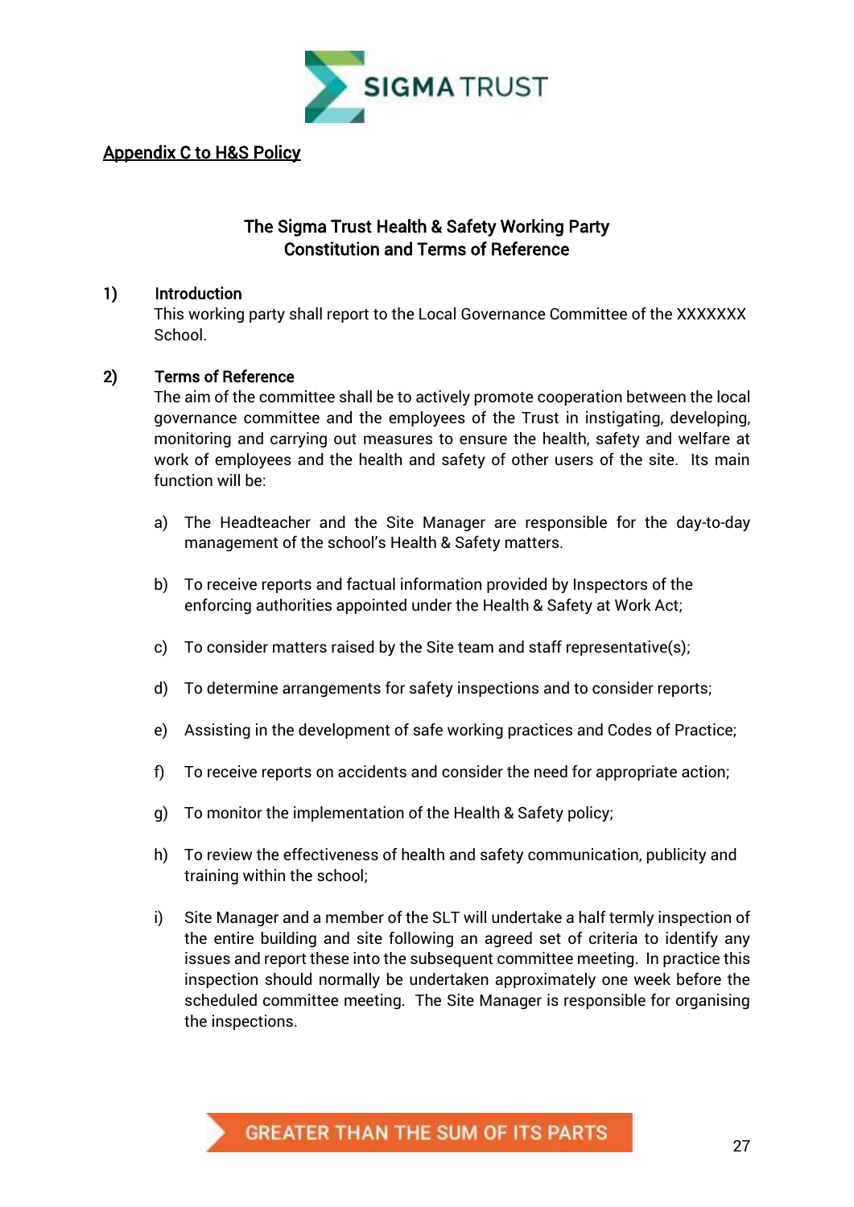<u>Appendix C to H&S Policy</u>

## The Sigma Trust Health & Safety Working Party
## Constitution and Terms of Reference

**1) Introduction**

This working party shall report to the Local Governance Committee of the XXXXXXX School.

**2) Terms of Reference**

The aim of the committee shall be to actively promote cooperation between the local governance committee and the employees of the Trust in instigating, developing, monitoring and carrying out measures to ensure the health, safety and welfare at work of employees and the health and safety of other users of the site. Its main function will be:

a) The Headteacher and the Site Manager are responsible for the day-to-day management of the school's Health & Safety matters.

b) To receive reports and factual information provided by Inspectors of the enforcing authorities appointed under the Health & Safety at Work Act;

c) To consider matters raised by the Site team and staff representative(s);

d) To determine arrangements for safety inspections and to consider reports;

e) Assisting in the development of safe working practices and Codes of Practice;

f) To receive reports on accidents and consider the need for appropriate action;

g) To monitor the implementation of the Health & Safety policy;

h) To review the effectiveness of health and safety communication, publicity and training within the school;

i) Site Manager and a member of the SLT will undertake a half termly inspection of the entire building and site following an agreed set of criteria to identify any issues and report these into the subsequent committee meeting. In practice this inspection should normally be undertaken approximately one week before the scheduled committee meeting. The Site Manager is responsible for organising the inspections.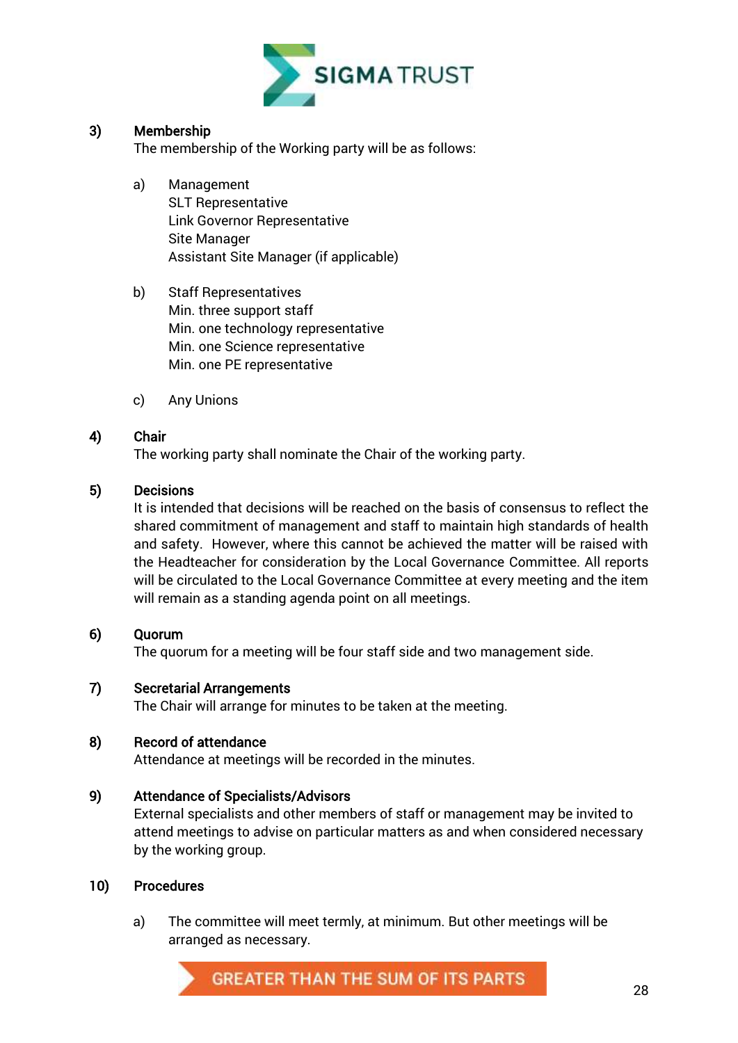3) **Membership**

The membership of the Working party will be as follows:

a) Management
SLT Representative
Link Governor Representative
Site Manager
Assistant Site Manager (if applicable)

b) Staff Representatives
Min. three support staff
Min. one technology representative
Min. one Science representative
Min. one PE representative

c) Any Unions

4) **Chair**

The working party shall nominate the Chair of the working party.

5) **Decisions**

It is intended that decisions will be reached on the basis of consensus to reflect the shared commitment of management and staff to maintain high standards of health and safety. However, where this cannot be achieved the matter will be raised with the Headteacher for consideration by the Local Governance Committee. All reports will be circulated to the Local Governance Committee at every meeting and the item will remain as a standing agenda point on all meetings.

6) **Quorum**

The quorum for a meeting will be four staff side and two management side.

7) **Secretarial Arrangements**

The Chair will arrange for minutes to be taken at the meeting.

8) **Record of attendance**

Attendance at meetings will be recorded in the minutes.

9) **Attendance of Specialists/Advisors**

External specialists and other members of staff or management may be invited to attend meetings to advise on particular matters as and when considered necessary by the working group.

10) **Procedures**

a) The committee will meet termly, at minimum. But other meetings will be arranged as necessary.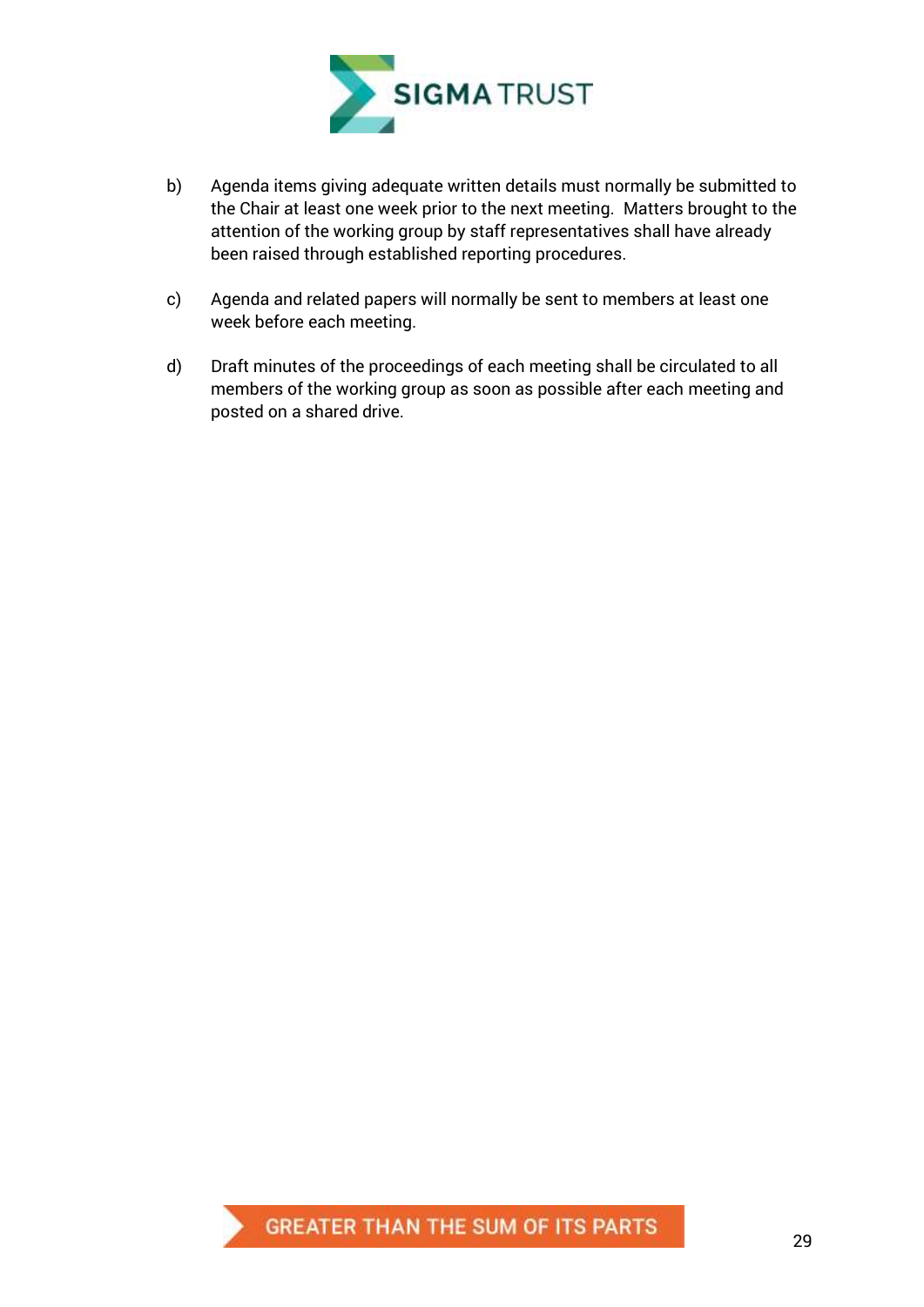b) Agenda items giving adequate written details must normally be submitted to the Chair at least one week prior to the next meeting. Matters brought to the attention of the working group by staff representatives shall have already been raised through established reporting procedures.

c) Agenda and related papers will normally be sent to members at least one week before each meeting.

d) Draft minutes of the proceedings of each meeting shall be circulated to all members of the working group as soon as possible after each meeting and posted on a shared drive.